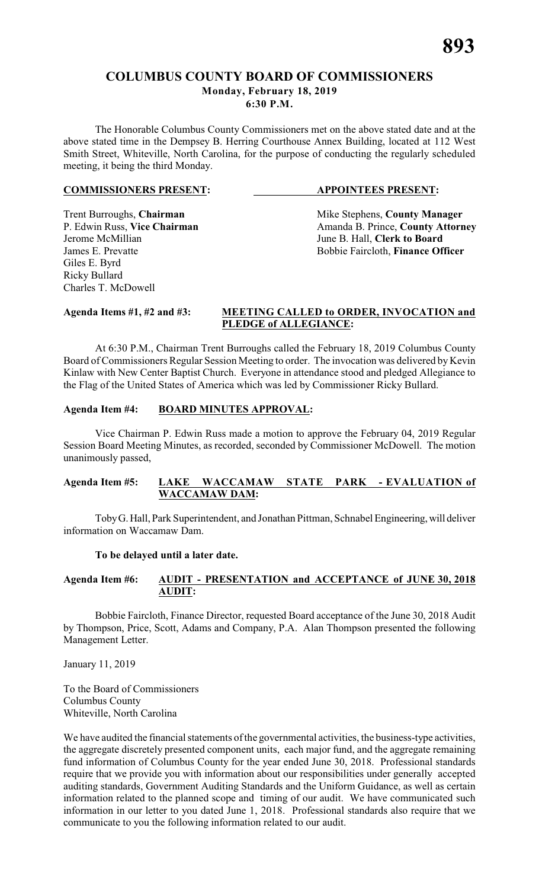# COLUMBUS COUNTY BOARD OF COMMISSIONERS

**Monday, February 18, 2019**
**6:30 P.M.**

The Honorable Columbus County Commissioners met on the above stated date and at the above stated time in the Dempsey B. Herring Courthouse Annex Building, located at 112 West Smith Street, Whiteville, North Carolina, for the purpose of conducting the regularly scheduled meeting, it being the third Monday.

| **COMMISSIONERS PRESENT:** | **APPOINTEES PRESENT:** |
|---|---|
| Trent Burroughs, **Chairman** | Mike Stephens, **County Manager** |
| P. Edwin Russ, **Vice Chairman** | Amanda B. Prince, **County Attorney** |
| Jerome McMillian | June B. Hall, **Clerk to Board** |
| James E. Prevatte | Bobbie Faircloth, **Finance Officer** |
| Giles E. Byrd | |
| Ricky Bullard | |
| Charles T. McDowell | |

**Agenda Items #1, #2 and #3: MEETING CALLED to ORDER, INVOCATION and PLEDGE of ALLEGIANCE:**

At 6:30 P.M., Chairman Trent Burroughs called the February 18, 2019 Columbus County Board of Commissioners Regular Session Meeting to order. The invocation was delivered by Kevin Kinlaw with New Center Baptist Church. Everyone in attendance stood and pledged Allegiance to the Flag of the United States of America which was led by Commissioner Ricky Bullard.

**Agenda Item #4: BOARD MINUTES APPROVAL:**

Vice Chairman P. Edwin Russ made a motion to approve the February 04, 2019 Regular Session Board Meeting Minutes, as recorded, seconded by Commissioner McDowell. The motion unanimously passed,

**Agenda Item #5: LAKE WACCAMAW STATE PARK - EVALUATION of WACCAMAW DAM:**

Toby G. Hall, Park Superintendent, and Jonathan Pittman, Schnabel Engineering, will deliver information on Waccamaw Dam.

**To be delayed until a later date.**

**Agenda Item #6: AUDIT - PRESENTATION and ACCEPTANCE of JUNE 30, 2018 AUDIT:**

Bobbie Faircloth, Finance Director, requested Board acceptance of the June 30, 2018 Audit by Thompson, Price, Scott, Adams and Company, P.A. Alan Thompson presented the following Management Letter.

January 11, 2019

To the Board of Commissioners
Columbus County
Whiteville, North Carolina

We have audited the financial statements of the governmental activities, the business-type activities, the aggregate discretely presented component units, each major fund, and the aggregate remaining fund information of Columbus County for the year ended June 30, 2018. Professional standards require that we provide you with information about our responsibilities under generally accepted auditing standards, Government Auditing Standards and the Uniform Guidance, as well as certain information related to the planned scope and timing of our audit. We have communicated such information in our letter to you dated June 1, 2018. Professional standards also require that we communicate to you the following information related to our audit.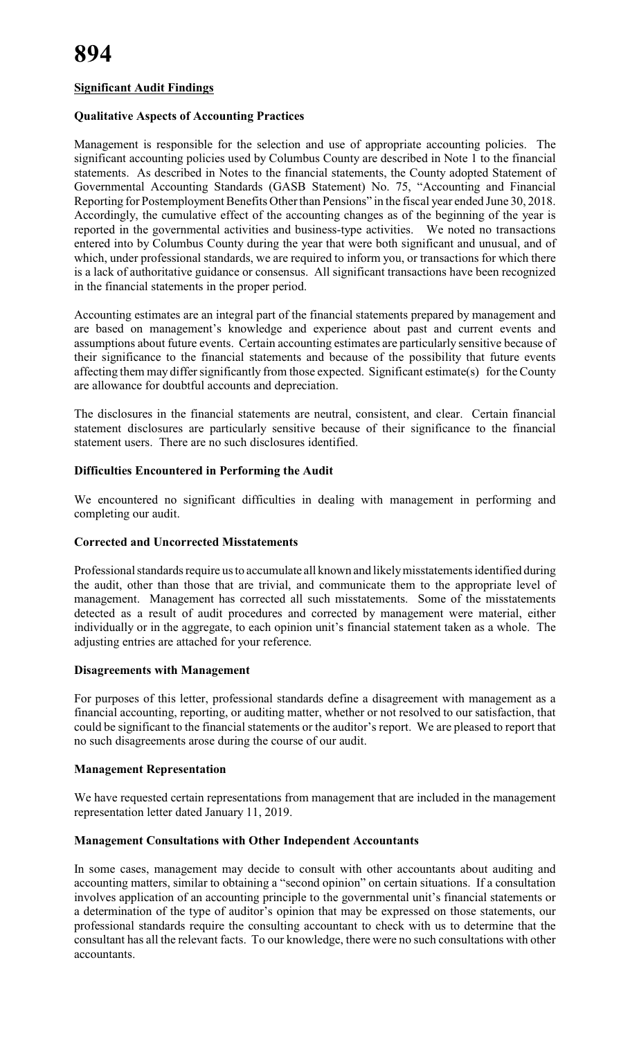## **Significant Audit Findings**

### **Qualitative Aspects of Accounting Practices**

Management is responsible for the selection and use of appropriate accounting policies. The significant accounting policies used by Columbus County are described in Note 1 to the financial statements. As described in Notes to the financial statements, the County adopted Statement of Governmental Accounting Standards (GASB Statement) No. 75, "Accounting and Financial Reporting for Postemployment Benefits Other than Pensions" in the fiscal year ended June 30, 2018. Accordingly, the cumulative effect of the accounting changes as of the beginning of the year is reported in the governmental activities and business-type activities. We noted no transactions entered into by Columbus County during the year that were both significant and unusual, and of which, under professional standards, we are required to inform you, or transactions for which there is a lack of authoritative guidance or consensus. All significant transactions have been recognized in the financial statements in the proper period.

Accounting estimates are an integral part of the financial statements prepared by management and are based on management's knowledge and experience about past and current events and assumptions about future events. Certain accounting estimates are particularly sensitive because of their significance to the financial statements and because of the possibility that future events affecting them may differ significantly from those expected. Significant estimate(s) for the County are allowance for doubtful accounts and depreciation.

The disclosures in the financial statements are neutral, consistent, and clear. Certain financial statement disclosures are particularly sensitive because of their significance to the financial statement users. There are no such disclosures identified.

### **Difficulties Encountered in Performing the Audit**

We encountered no significant difficulties in dealing with management in performing and completing our audit.

### **Corrected and Uncorrected Misstatements**

Professional standards require us to accumulate all known and likely misstatements identified during the audit, other than those that are trivial, and communicate them to the appropriate level of management. Management has corrected all such misstatements. Some of the misstatements detected as a result of audit procedures and corrected by management were material, either individually or in the aggregate, to each opinion unit's financial statement taken as a whole. The adjusting entries are attached for your reference.

### **Disagreements with Management**

For purposes of this letter, professional standards define a disagreement with management as a financial accounting, reporting, or auditing matter, whether or not resolved to our satisfaction, that could be significant to the financial statements or the auditor's report. We are pleased to report that no such disagreements arose during the course of our audit.

### **Management Representation**

We have requested certain representations from management that are included in the management representation letter dated January 11, 2019.

### **Management Consultations with Other Independent Accountants**

In some cases, management may decide to consult with other accountants about auditing and accounting matters, similar to obtaining a "second opinion" on certain situations. If a consultation involves application of an accounting principle to the governmental unit's financial statements or a determination of the type of auditor's opinion that may be expressed on those statements, our professional standards require the consulting accountant to check with us to determine that the consultant has all the relevant facts. To our knowledge, there were no such consultations with other accountants.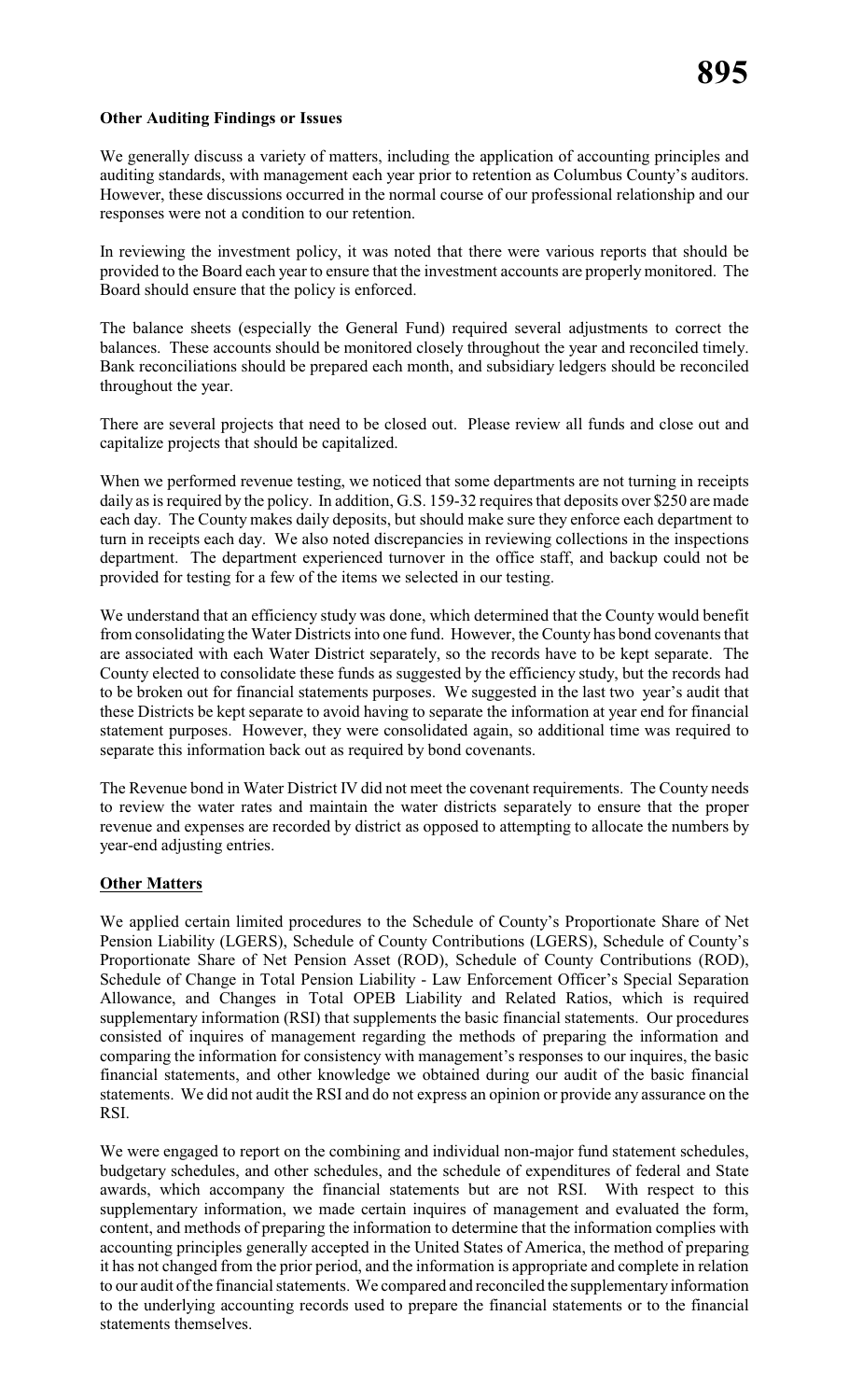**Other Auditing Findings or Issues**

We generally discuss a variety of matters, including the application of accounting principles and auditing standards, with management each year prior to retention as Columbus County's auditors. However, these discussions occurred in the normal course of our professional relationship and our responses were not a condition to our retention.

In reviewing the investment policy, it was noted that there were various reports that should be provided to the Board each year to ensure that the investment accounts are properly monitored. The Board should ensure that the policy is enforced.

The balance sheets (especially the General Fund) required several adjustments to correct the balances. These accounts should be monitored closely throughout the year and reconciled timely. Bank reconciliations should be prepared each month, and subsidiary ledgers should be reconciled throughout the year.

There are several projects that need to be closed out. Please review all funds and close out and capitalize projects that should be capitalized.

When we performed revenue testing, we noticed that some departments are not turning in receipts daily as is required by the policy. In addition, G.S. 159-32 requires that deposits over $250 are made each day. The County makes daily deposits, but should make sure they enforce each department to turn in receipts each day. We also noted discrepancies in reviewing collections in the inspections department. The department experienced turnover in the office staff, and backup could not be provided for testing for a few of the items we selected in our testing.

We understand that an efficiency study was done, which determined that the County would benefit from consolidating the Water Districts into one fund. However, the County has bond covenants that are associated with each Water District separately, so the records have to be kept separate. The County elected to consolidate these funds as suggested by the efficiency study, but the records had to be broken out for financial statements purposes. We suggested in the last two year's audit that these Districts be kept separate to avoid having to separate the information at year end for financial statement purposes. However, they were consolidated again, so additional time was required to separate this information back out as required by bond covenants.

The Revenue bond in Water District IV did not meet the covenant requirements. The County needs to review the water rates and maintain the water districts separately to ensure that the proper revenue and expenses are recorded by district as opposed to attempting to allocate the numbers by year-end adjusting entries.

**Other Matters**

We applied certain limited procedures to the Schedule of County's Proportionate Share of Net Pension Liability (LGERS), Schedule of County Contributions (LGERS), Schedule of County's Proportionate Share of Net Pension Asset (ROD), Schedule of County Contributions (ROD), Schedule of Change in Total Pension Liability - Law Enforcement Officer's Special Separation Allowance, and Changes in Total OPEB Liability and Related Ratios, which is required supplementary information (RSI) that supplements the basic financial statements. Our procedures consisted of inquires of management regarding the methods of preparing the information and comparing the information for consistency with management's responses to our inquires, the basic financial statements, and other knowledge we obtained during our audit of the basic financial statements. We did not audit the RSI and do not express an opinion or provide any assurance on the RSI.

We were engaged to report on the combining and individual non-major fund statement schedules, budgetary schedules, and other schedules, and the schedule of expenditures of federal and State awards, which accompany the financial statements but are not RSI. With respect to this supplementary information, we made certain inquires of management and evaluated the form, content, and methods of preparing the information to determine that the information complies with accounting principles generally accepted in the United States of America, the method of preparing it has not changed from the prior period, and the information is appropriate and complete in relation to our audit of the financial statements. We compared and reconciled the supplementary information to the underlying accounting records used to prepare the financial statements or to the financial statements themselves.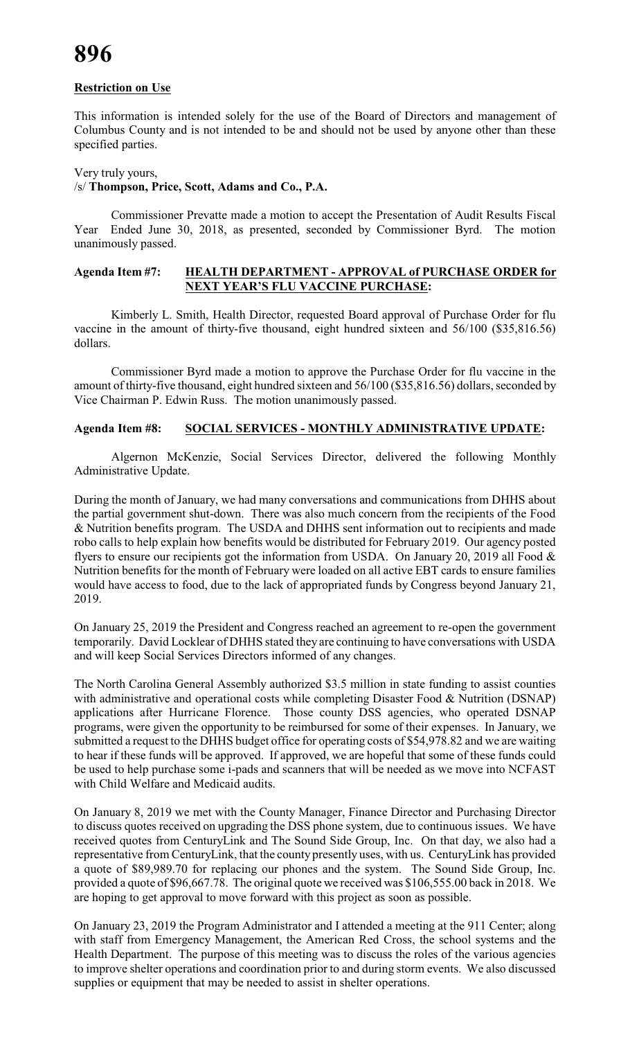**Restriction on Use**

This information is intended solely for the use of the Board of Directors and management of Columbus County and is not intended to be and should not be used by anyone other than these specified parties.

Very truly yours,
/s/ **Thompson, Price, Scott, Adams and Co., P.A.**

Commissioner Prevatte made a motion to accept the Presentation of Audit Results Fiscal Year Ended June 30, 2018, as presented, seconded by Commissioner Byrd. The motion unanimously passed.

**Agenda Item #7: HEALTH DEPARTMENT - APPROVAL of PURCHASE ORDER for NEXT YEAR'S FLU VACCINE PURCHASE:**

Kimberly L. Smith, Health Director, requested Board approval of Purchase Order for flu vaccine in the amount of thirty-five thousand, eight hundred sixteen and 56/100 ($35,816.56) dollars.

Commissioner Byrd made a motion to approve the Purchase Order for flu vaccine in the amount of thirty-five thousand, eight hundred sixteen and 56/100 ($35,816.56) dollars, seconded by Vice Chairman P. Edwin Russ. The motion unanimously passed.

**Agenda Item #8: SOCIAL SERVICES - MONTHLY ADMINISTRATIVE UPDATE:**

Algernon McKenzie, Social Services Director, delivered the following Monthly Administrative Update.

During the month of January, we had many conversations and communications from DHHS about the partial government shut-down. There was also much concern from the recipients of the Food & Nutrition benefits program. The USDA and DHHS sent information out to recipients and made robo calls to help explain how benefits would be distributed for February 2019. Our agency posted flyers to ensure our recipients got the information from USDA. On January 20, 2019 all Food & Nutrition benefits for the month of February were loaded on all active EBT cards to ensure families would have access to food, due to the lack of appropriated funds by Congress beyond January 21, 2019.

On January 25, 2019 the President and Congress reached an agreement to re-open the government temporarily. David Locklear of DHHS stated they are continuing to have conversations with USDA and will keep Social Services Directors informed of any changes.

The North Carolina General Assembly authorized $3.5 million in state funding to assist counties with administrative and operational costs while completing Disaster Food & Nutrition (DSNAP) applications after Hurricane Florence. Those county DSS agencies, who operated DSNAP programs, were given the opportunity to be reimbursed for some of their expenses. In January, we submitted a request to the DHHS budget office for operating costs of $54,978.82 and we are waiting to hear if these funds will be approved. If approved, we are hopeful that some of these funds could be used to help purchase some i-pads and scanners that will be needed as we move into NCFAST with Child Welfare and Medicaid audits.

On January 8, 2019 we met with the County Manager, Finance Director and Purchasing Director to discuss quotes received on upgrading the DSS phone system, due to continuous issues. We have received quotes from CenturyLink and The Sound Side Group, Inc. On that day, we also had a representative from CenturyLink, that the county presently uses, with us. CenturyLink has provided a quote of $89,989.70 for replacing our phones and the system. The Sound Side Group, Inc. provided a quote of $96,667.78. The original quote we received was $106,555.00 back in 2018. We are hoping to get approval to move forward with this project as soon as possible.

On January 23, 2019 the Program Administrator and I attended a meeting at the 911 Center; along with staff from Emergency Management, the American Red Cross, the school systems and the Health Department. The purpose of this meeting was to discuss the roles of the various agencies to improve shelter operations and coordination prior to and during storm events. We also discussed supplies or equipment that may be needed to assist in shelter operations.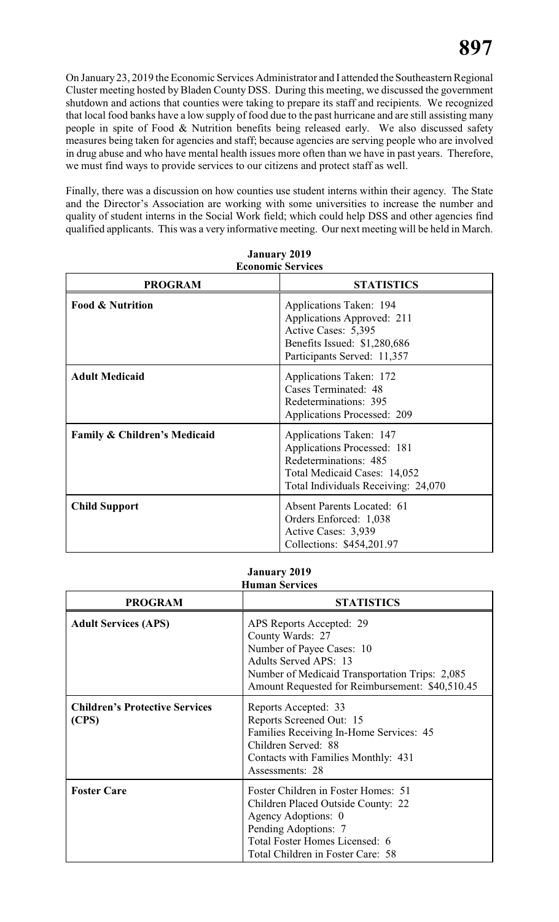On January 23, 2019 the Economic Services Administrator and I attended the Southeastern Regional Cluster meeting hosted by Bladen County DSS. During this meeting, we discussed the government shutdown and actions that counties were taking to prepare its staff and recipients. We recognized that local food banks have a low supply of food due to the past hurricane and are still assisting many people in spite of Food & Nutrition benefits being released early. We also discussed safety measures being taken for agencies and staff; because agencies are serving people who are involved in drug abuse and who have mental health issues more often than we have in past years. Therefore, we must find ways to provide services to our citizens and protect staff as well.

Finally, there was a discussion on how counties use student interns within their agency. The State and the Director's Association are working with some universities to increase the number and quality of student interns in the Social Work field; which could help DSS and other agencies find qualified applicants. This was a very informative meeting. Our next meeting will be held in March.

**January 2019**
**Economic Services**

| PROGRAM | STATISTICS |
|---|---|
| **Food & Nutrition** | Applications Taken: 194<br>Applications Approved: 211<br>Active Cases: 5,395<br>Benefits Issued: $1,280,686<br>Participants Served: 11,357 |
| **Adult Medicaid** | Applications Taken: 172<br>Cases Terminated: 48<br>Redeterminations: 395<br>Applications Processed: 209 |
| **Family & Children's Medicaid** | Applications Taken: 147<br>Applications Processed: 181<br>Redeterminations: 485<br>Total Medicaid Cases: 14,052<br>Total Individuals Receiving: 24,070 |
| **Child Support** | Absent Parents Located: 61<br>Orders Enforced: 1,038<br>Active Cases: 3,939<br>Collections: $454,201.97 |

**January 2019**
**Human Services**

| PROGRAM | STATISTICS |
|---|---|
| **Adult Services (APS)** | APS Reports Accepted: 29<br>County Wards: 27<br>Number of Payee Cases: 10<br>Adults Served APS: 13<br>Number of Medicaid Transportation Trips: 2,085<br>Amount Requested for Reimbursement: $40,510.45 |
| **Children's Protective Services (CPS)** | Reports Accepted: 33<br>Reports Screened Out: 15<br>Families Receiving In-Home Services: 45<br>Children Served: 88<br>Contacts with Families Monthly: 431<br>Assessments: 28 |
| **Foster Care** | Foster Children in Foster Homes: 51<br>Children Placed Outside County: 22<br>Agency Adoptions: 0<br>Pending Adoptions: 7<br>Total Foster Homes Licensed: 6<br>Total Children in Foster Care: 58 |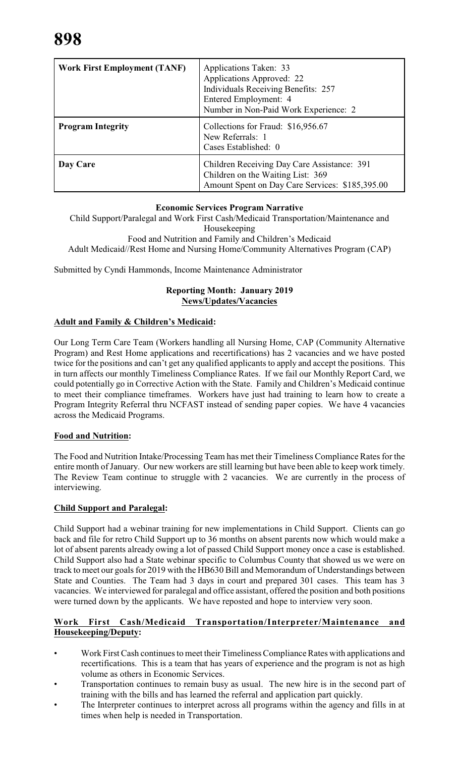| Work First Employment (TANF) | Applications Taken: 33<br>Applications Approved: 22<br>Individuals Receiving Benefits: 257<br>Entered Employment: 4<br>Number in Non-Paid Work Experience: 2 |
|---|---|
| **Program Integrity** | Collections for Fraud: $16,956.67<br>New Referrals: 1<br>Cases Established: 0 |
| **Day Care** | Children Receiving Day Care Assistance: 391<br>Children on the Waiting List: 369<br>Amount Spent on Day Care Services: $185,395.00 |

**Economic Services Program Narrative**

Child Support/Paralegal and Work First Cash/Medicaid Transportation/Maintenance and Housekeeping
Food and Nutrition and Family and Children's Medicaid
Adult Medicaid//Rest Home and Nursing Home/Community Alternatives Program (CAP)

Submitted by Cyndi Hammonds, Income Maintenance Administrator

**Reporting Month: January 2019**
**News/Updates/Vacancies**

**Adult and Family & Children's Medicaid:**

Our Long Term Care Team (Workers handling all Nursing Home, CAP (Community Alternative Program) and Rest Home applications and recertifications) has 2 vacancies and we have posted twice for the positions and can't get any qualified applicants to apply and accept the positions. This in turn affects our monthly Timeliness Compliance Rates. If we fail our Monthly Report Card, we could potentially go in Corrective Action with the State. Family and Children's Medicaid continue to meet their compliance timeframes. Workers have just had training to learn how to create a Program Integrity Referral thru NCFAST instead of sending paper copies. We have 4 vacancies across the Medicaid Programs.

**Food and Nutrition:**

The Food and Nutrition Intake/Processing Team has met their Timeliness Compliance Rates for the entire month of January. Our new workers are still learning but have been able to keep work timely. The Review Team continue to struggle with 2 vacancies. We are currently in the process of interviewing.

**Child Support and Paralegal:**

Child Support had a webinar training for new implementations in Child Support. Clients can go back and file for retro Child Support up to 36 months on absent parents now which would make a lot of absent parents already owing a lot of passed Child Support money once a case is established. Child Support also had a State webinar specific to Columbus County that showed us we were on track to meet our goals for 2019 with the HB630 Bill and Memorandum of Understandings between State and Counties. The Team had 3 days in court and prepared 301 cases. This team has 3 vacancies. We interviewed for paralegal and office assistant, offered the position and both positions were turned down by the applicants. We have reposted and hope to interview very soon.

**Work First Cash/Medicaid Transportation/Interpreter/Maintenance and Housekeeping/Deputy:**

- Work First Cash continues to meet their Timeliness Compliance Rates with applications and recertifications. This is a team that has years of experience and the program is not as high volume as others in Economic Services.
- Transportation continues to remain busy as usual. The new hire is in the second part of training with the bills and has learned the referral and application part quickly.
- The Interpreter continues to interpret across all programs within the agency and fills in at times when help is needed in Transportation.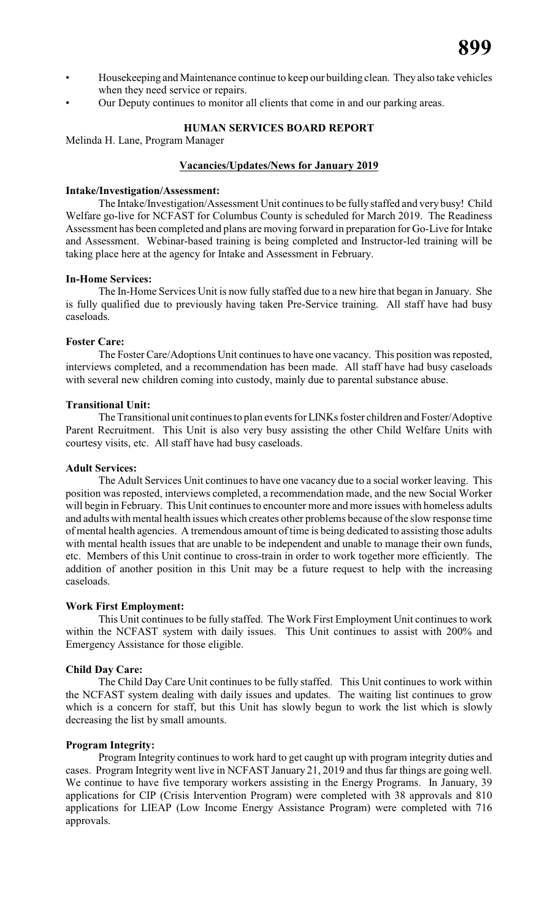- Housekeeping and Maintenance continue to keep our building clean. They also take vehicles when they need service or repairs.
- Our Deputy continues to monitor all clients that come in and our parking areas.

## HUMAN SERVICES BOARD REPORT

Melinda H. Lane, Program Manager

### Vacancies/Updates/News for January 2019

**Intake/Investigation/Assessment:**

The Intake/Investigation/Assessment Unit continues to be fully staffed and very busy! Child Welfare go-live for NCFAST for Columbus County is scheduled for March 2019. The Readiness Assessment has been completed and plans are moving forward in preparation for Go-Live for Intake and Assessment. Webinar-based training is being completed and Instructor-led training will be taking place here at the agency for Intake and Assessment in February.

**In-Home Services:**

The In-Home Services Unit is now fully staffed due to a new hire that began in January. She is fully qualified due to previously having taken Pre-Service training. All staff have had busy caseloads.

**Foster Care:**

The Foster Care/Adoptions Unit continues to have one vacancy. This position was reposted, interviews completed, and a recommendation has been made. All staff have had busy caseloads with several new children coming into custody, mainly due to parental substance abuse.

**Transitional Unit:**

The Transitional unit continues to plan events for LINKs foster children and Foster/Adoptive Parent Recruitment. This Unit is also very busy assisting the other Child Welfare Units with courtesy visits, etc. All staff have had busy caseloads.

**Adult Services:**

The Adult Services Unit continues to have one vacancy due to a social worker leaving. This position was reposted, interviews completed, a recommendation made, and the new Social Worker will begin in February. This Unit continues to encounter more and more issues with homeless adults and adults with mental health issues which creates other problems because of the slow response time of mental health agencies. A tremendous amount of time is being dedicated to assisting those adults with mental health issues that are unable to be independent and unable to manage their own funds, etc. Members of this Unit continue to cross-train in order to work together more efficiently. The addition of another position in this Unit may be a future request to help with the increasing caseloads.

**Work First Employment:**

This Unit continues to be fully staffed. The Work First Employment Unit continues to work within the NCFAST system with daily issues. This Unit continues to assist with 200% and Emergency Assistance for those eligible.

**Child Day Care:**

The Child Day Care Unit continues to be fully staffed. This Unit continues to work within the NCFAST system dealing with daily issues and updates. The waiting list continues to grow which is a concern for staff, but this Unit has slowly begun to work the list which is slowly decreasing the list by small amounts.

**Program Integrity:**

Program Integrity continues to work hard to get caught up with program integrity duties and cases. Program Integrity went live in NCFAST January 21, 2019 and thus far things are going well. We continue to have five temporary workers assisting in the Energy Programs. In January, 39 applications for CIP (Crisis Intervention Program) were completed with 38 approvals and 810 applications for LIEAP (Low Income Energy Assistance Program) were completed with 716 approvals.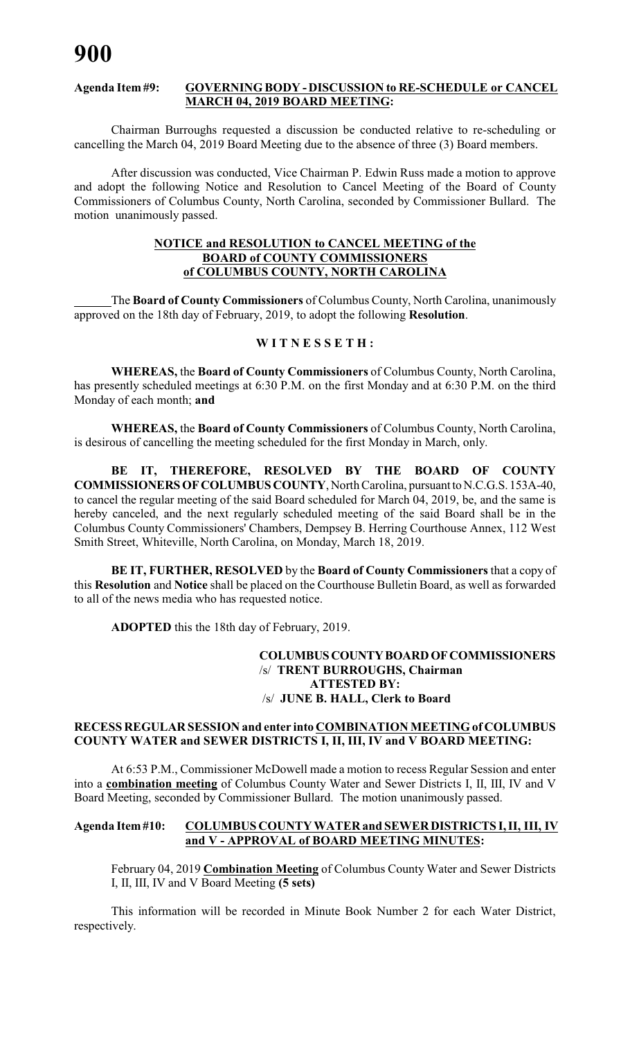**Agenda Item #9: GOVERNING BODY - DISCUSSION to RE-SCHEDULE or CANCEL MARCH 04, 2019 BOARD MEETING:**

Chairman Burroughs requested a discussion be conducted relative to re-scheduling or cancelling the March 04, 2019 Board Meeting due to the absence of three (3) Board members.

After discussion was conducted, Vice Chairman P. Edwin Russ made a motion to approve and adopt the following Notice and Resolution to Cancel Meeting of the Board of County Commissioners of Columbus County, North Carolina, seconded by Commissioner Bullard. The motion unanimously passed.

**NOTICE and RESOLUTION to CANCEL MEETING of the BOARD of COUNTY COMMISSIONERS of COLUMBUS COUNTY, NORTH CAROLINA**

The **Board of County Commissioners** of Columbus County, North Carolina, unanimously approved on the 18th day of February, 2019, to adopt the following **Resolution**.

**W I T N E S S E T H :**

**WHEREAS,** the **Board of County Commissioners** of Columbus County, North Carolina, has presently scheduled meetings at 6:30 P.M. on the first Monday and at 6:30 P.M. on the third Monday of each month; **and**

**WHEREAS,** the **Board of County Commissioners** of Columbus County, North Carolina, is desirous of cancelling the meeting scheduled for the first Monday in March, only.

**BE IT, THEREFORE, RESOLVED BY THE BOARD OF COUNTY COMMISSIONERS OF COLUMBUS COUNTY**, North Carolina, pursuant to N.C.G.S. 153A-40, to cancel the regular meeting of the said Board scheduled for March 04, 2019, be, and the same is hereby canceled, and the next regularly scheduled meeting of the said Board shall be in the Columbus County Commissioners' Chambers, Dempsey B. Herring Courthouse Annex, 112 West Smith Street, Whiteville, North Carolina, on Monday, March 18, 2019.

**BE IT, FURTHER, RESOLVED** by the **Board of County Commissioners** that a copy of this **Resolution** and **Notice** shall be placed on the Courthouse Bulletin Board, as well as forwarded to all of the news media who has requested notice.

**ADOPTED** this the 18th day of February, 2019.

**COLUMBUS COUNTY BOARD OF COMMISSIONERS**
/s/ **TRENT BURROUGHS, Chairman**
**ATTESTED BY:**
/s/ **JUNE B. HALL, Clerk to Board**

**RECESS REGULAR SESSION and enter into COMBINATION MEETING of COLUMBUS COUNTY WATER and SEWER DISTRICTS I, II, III, IV and V BOARD MEETING:**

At 6:53 P.M., Commissioner McDowell made a motion to recess Regular Session and enter into a **combination meeting** of Columbus County Water and Sewer Districts I, II, III, IV and V Board Meeting, seconded by Commissioner Bullard. The motion unanimously passed.

**Agenda Item #10: COLUMBUS COUNTY WATER and SEWER DISTRICTS I, II, III, IV and V - APPROVAL of BOARD MEETING MINUTES:**

February 04, 2019 **Combination Meeting** of Columbus County Water and Sewer Districts I, II, III, IV and V Board Meeting **(5 sets)**

This information will be recorded in Minute Book Number 2 for each Water District, respectively.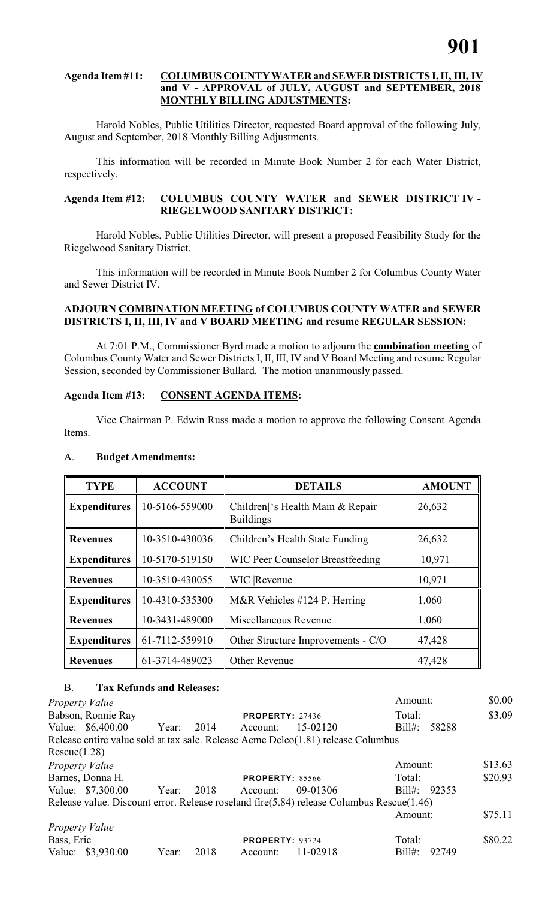**Agenda Item #11: COLUMBUS COUNTY WATER and SEWER DISTRICTS I, II, III, IV and V - APPROVAL of JULY, AUGUST and SEPTEMBER, 2018 MONTHLY BILLING ADJUSTMENTS:**

Harold Nobles, Public Utilities Director, requested Board approval of the following July, August and September, 2018 Monthly Billing Adjustments.

This information will be recorded in Minute Book Number 2 for each Water District, respectively.

**Agenda Item #12: COLUMBUS COUNTY WATER and SEWER DISTRICT IV - RIEGELWOOD SANITARY DISTRICT:**

Harold Nobles, Public Utilities Director, will present a proposed Feasibility Study for the Riegelwood Sanitary District.

This information will be recorded in Minute Book Number 2 for Columbus County Water and Sewer District IV.

**ADJOURN COMBINATION MEETING of COLUMBUS COUNTY WATER and SEWER DISTRICTS I, II, III, IV and V BOARD MEETING and resume REGULAR SESSION:**

At 7:01 P.M., Commissioner Byrd made a motion to adjourn the **combination meeting** of Columbus County Water and Sewer Districts I, II, III, IV and V Board Meeting and resume Regular Session, seconded by Commissioner Bullard. The motion unanimously passed.

**Agenda Item #13: CONSENT AGENDA ITEMS:**

Vice Chairman P. Edwin Russ made a motion to approve the following Consent Agenda Items.

A. **Budget Amendments:**

| TYPE | ACCOUNT | DETAILS | AMOUNT |
|---|---|---|---|
| **Expenditures** | 10-5166-559000 | Children['s Health Main & Repair Buildings | 26,632 |
| **Revenues** | 10-3510-430036 | Children's Health State Funding | 26,632 |
| **Expenditures** | 10-5170-519150 | WIC Peer Counselor Breastfeeding | 10,971 |
| **Revenues** | 10-3510-430055 | WIC \|Revenue | 10,971 |
| **Expenditures** | 10-4310-535300 | M&R Vehicles #124 P. Herring | 1,060 |
| **Revenues** | 10-3431-489000 | Miscellaneous Revenue | 1,060 |
| **Expenditures** | 61-7112-559910 | Other Structure Improvements - C/O | 47,428 |
| **Revenues** | 61-3714-489023 | Other Revenue | 47,428 |

B. **Tax Refunds and Releases:**

*Property Value* — Amount: $0.00
Babson, Ronnie Ray — PROPERTY: 27436 — Total: $3.09
Value: $6,400.00 Year: 2014 Account: 15-02120 Bill#: 58288
Release entire value sold at tax sale. Release Acme Delco(1.81) release Columbus Rescue(1.28)

*Property Value* — Amount: $13.63
Barnes, Donna H. — PROPERTY: 85566 — Total: $20.93
Value: $7,300.00 Year: 2018 Account: 09-01306 Bill#: 92353
Release value. Discount error. Release roseland fire(5.84) release Columbus Rescue(1.46)

*Property Value* — Amount: $75.11
Bass, Eric — PROPERTY: 93724 — Total: $80.22
Value: $3,930.00 Year: 2018 Account: 11-02918 Bill#: 92749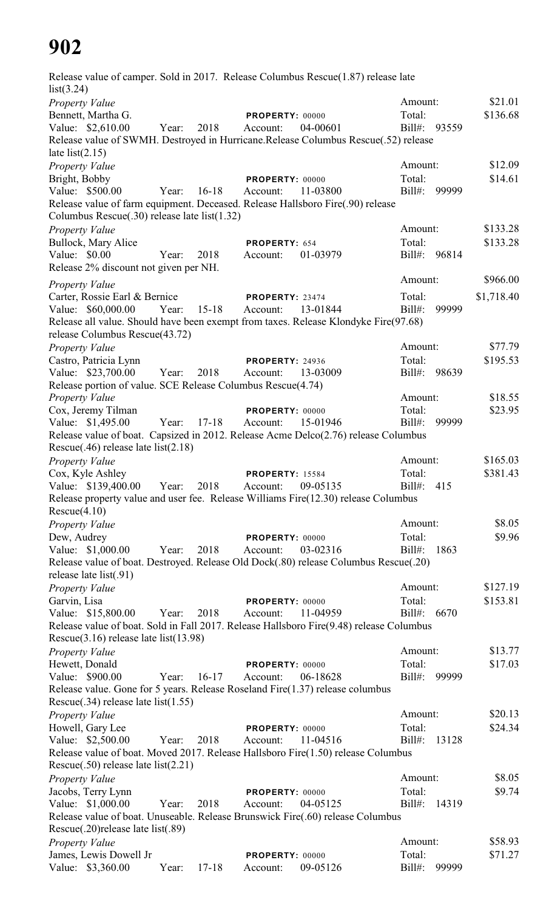Release value of camper. Sold in 2017. Release Columbus Rescue(1.87) release late list(3.24)

*Property Value* Amount: $21.01
Bennett, Martha G. PROPERTY: 00000 Total: $136.68
Value: $2,610.00 Year: 2018 Account: 04-00601 Bill#: 93559
Release value of SWMH. Destroyed in Hurricane.Release Columbus Rescue(.52) release late list(2.15)

*Property Value* Amount: $12.09
Bright, Bobby PROPERTY: 00000 Total: $14.61
Value: $500.00 Year: 16-18 Account: 11-03800 Bill#: 99999
Release value of farm equipment. Deceased. Release Hallsboro Fire(.90) release Columbus Rescue(.30) release late list(1.32)

*Property Value* Amount: $133.28
Bullock, Mary Alice PROPERTY: 654 Total: $133.28
Value: $0.00 Year: 2018 Account: 01-03979 Bill#: 96814
Release 2% discount not given per NH.

*Property Value* Amount: $966.00
Carter, Rossie Earl & Bernice PROPERTY: 23474 Total: $1,718.40
Value: $60,000.00 Year: 15-18 Account: 13-01844 Bill#: 99999
Release all value. Should have been exempt from taxes. Release Klondyke Fire(97.68) release Columbus Rescue(43.72)

*Property Value* Amount: $77.79
Castro, Patricia Lynn PROPERTY: 24936 Total: $195.53
Value: $23,700.00 Year: 2018 Account: 13-03009 Bill#: 98639
Release portion of value. SCE Release Columbus Rescue(4.74)

*Property Value* Amount: $18.55
Cox, Jeremy Tilman PROPERTY: 00000 Total: $23.95
Value: $1,495.00 Year: 17-18 Account: 15-01946 Bill#: 99999
Release value of boat. Capsized in 2012. Release Acme Delco(2.76) release Columbus Rescue(.46) release late list(2.18)

*Property Value* Amount: $165.03
Cox, Kyle Ashley PROPERTY: 15584 Total: $381.43
Value: $139,400.00 Year: 2018 Account: 09-05135 Bill#: 415
Release property value and user fee. Release Williams Fire(12.30) release Columbus Rescue(4.10)

*Property Value* Amount: $8.05
Dew, Audrey PROPERTY: 00000 Total: $9.96
Value: $1,000.00 Year: 2018 Account: 03-02316 Bill#: 1863
Release value of boat. Destroyed. Release Old Dock(.80) release Columbus Rescue(.20) release late list(.91)

*Property Value* Amount: $127.19
Garvin, Lisa PROPERTY: 00000 Total: $153.81
Value: $15,800.00 Year: 2018 Account: 11-04959 Bill#: 6670
Release value of boat. Sold in Fall 2017. Release Hallsboro Fire(9.48) release Columbus Rescue(3.16) release late list(13.98)

*Property Value* Amount: $13.77
Hewett, Donald PROPERTY: 00000 Total: $17.03
Value: $900.00 Year: 16-17 Account: 06-18628 Bill#: 99999
Release value. Gone for 5 years. Release Roseland Fire(1.37) release columbus Rescue(.34) release late list(1.55)

*Property Value* Amount: $20.13
Howell, Gary Lee PROPERTY: 00000 Total: $24.34
Value: $2,500.00 Year: 2018 Account: 11-04516 Bill#: 13128
Release value of boat. Moved 2017. Release Hallsboro Fire(1.50) release Columbus Rescue(.50) release late list(2.21)

*Property Value* Amount: $8.05
Jacobs, Terry Lynn PROPERTY: 00000 Total: $9.74
Value: $1,000.00 Year: 2018 Account: 04-05125 Bill#: 14319
Release value of boat. Unuseable. Release Brunswick Fire(.60) release Columbus Rescue(.20)release late list(.89)

*Property Value* Amount: $58.93
James, Lewis Dowell Jr PROPERTY: 00000 Total: $71.27
Value: $3,360.00 Year: 17-18 Account: 09-05126 Bill#: 99999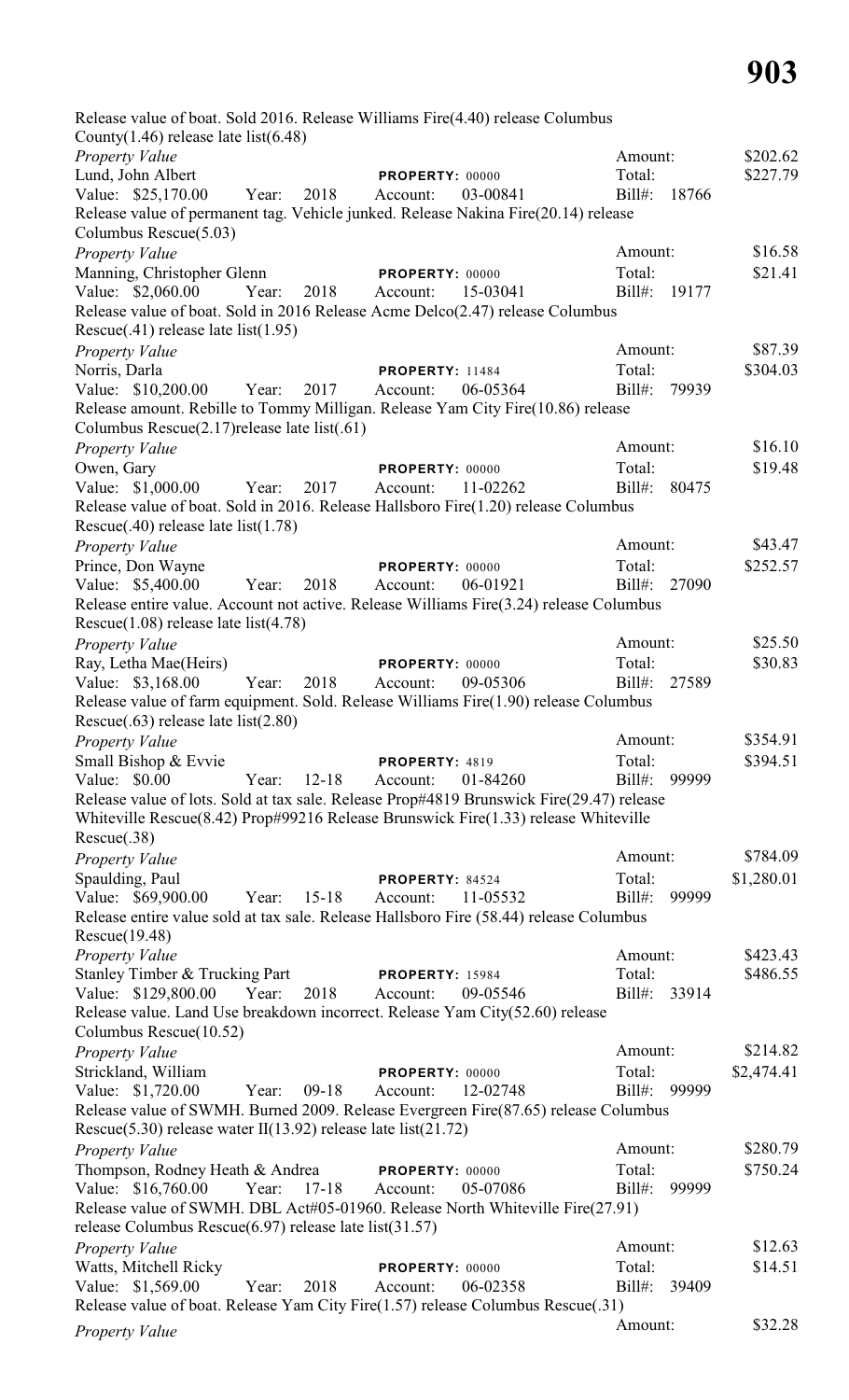Release value of boat. Sold 2016. Release Williams Fire(4.40) release Columbus County(1.46) release late list(6.48)

*Property Value* Amount: $202.62

Lund, John Albert **PROPERTY:** 00000 Total: $227.79
Value: $25,170.00 Year: 2018 Account: 03-00841 Bill#: 18766
Release value of permanent tag. Vehicle junked. Release Nakina Fire(20.14) release Columbus Rescue(5.03)

*Property Value* Amount: $16.58

Manning, Christopher Glenn **PROPERTY:** 00000 Total: $21.41
Value: $2,060.00 Year: 2018 Account: 15-03041 Bill#: 19177
Release value of boat. Sold in 2016 Release Acme Delco(2.47) release Columbus Rescue(.41) release late list(1.95)

*Property Value* Amount: $87.39

Norris, Darla **PROPERTY:** 11484 Total: $304.03
Value: $10,200.00 Year: 2017 Account: 06-05364 Bill#: 79939
Release amount. Rebille to Tommy Milligan. Release Yam City Fire(10.86) release Columbus Rescue(2.17)release late list(.61)

*Property Value* Amount: $16.10

Owen, Gary **PROPERTY:** 00000 Total: $19.48
Value: $1,000.00 Year: 2017 Account: 11-02262 Bill#: 80475
Release value of boat. Sold in 2016. Release Hallsboro Fire(1.20) release Columbus Rescue(.40) release late list(1.78)

*Property Value* Amount: $43.47

Prince, Don Wayne **PROPERTY:** 00000 Total: $252.57
Value: $5,400.00 Year: 2018 Account: 06-01921 Bill#: 27090
Release entire value. Account not active. Release Williams Fire(3.24) release Columbus Rescue(1.08) release late list(4.78)

*Property Value* Amount: $25.50

Ray, Letha Mae(Heirs) **PROPERTY:** 00000 Total: $30.83
Value: $3,168.00 Year: 2018 Account: 09-05306 Bill#: 27589
Release value of farm equipment. Sold. Release Williams Fire(1.90) release Columbus Rescue(.63) release late list(2.80)

*Property Value* Amount: $354.91

Small Bishop & Evvie **PROPERTY:** 4819 Total: $394.51
Value: $0.00 Year: 12-18 Account: 01-84260 Bill#: 99999
Release value of lots. Sold at tax sale. Release Prop#4819 Brunswick Fire(29.47) release Whiteville Rescue(8.42) Prop#99216 Release Brunswick Fire(1.33) release Whiteville Rescue(.38)

*Property Value* Amount: $784.09

Spaulding, Paul **PROPERTY:** 84524 Total: $1,280.01
Value: $69,900.00 Year: 15-18 Account: 11-05532 Bill#: 99999
Release entire value sold at tax sale. Release Hallsboro Fire (58.44) release Columbus Rescue(19.48)

*Property Value* Amount: $423.43

Stanley Timber & Trucking Part **PROPERTY:** 15984 Total: $486.55
Value: $129,800.00 Year: 2018 Account: 09-05546 Bill#: 33914
Release value. Land Use breakdown incorrect. Release Yam City(52.60) release Columbus Rescue(10.52)

*Property Value* Amount: $214.82

Strickland, William **PROPERTY:** 00000 Total: $2,474.41
Value: $1,720.00 Year: 09-18 Account: 12-02748 Bill#: 99999
Release value of SWMH. Burned 2009. Release Evergreen Fire(87.65) release Columbus Rescue(5.30) release water II(13.92) release late list(21.72)

*Property Value* Amount: $280.79

Thompson, Rodney Heath & Andrea **PROPERTY:** 00000 Total: $750.24
Value: $16,760.00 Year: 17-18 Account: 05-07086 Bill#: 99999
Release value of SWMH. DBL Act#05-01960. Release North Whiteville Fire(27.91) release Columbus Rescue(6.97) release late list(31.57)

*Property Value* Amount: $12.63

Watts, Mitchell Ricky **PROPERTY:** 00000 Total: $14.51
Value: $1,569.00 Year: 2018 Account: 06-02358 Bill#: 39409
Release value of boat. Release Yam City Fire(1.57) release Columbus Rescue(.31)

*Property Value* Amount: $32.28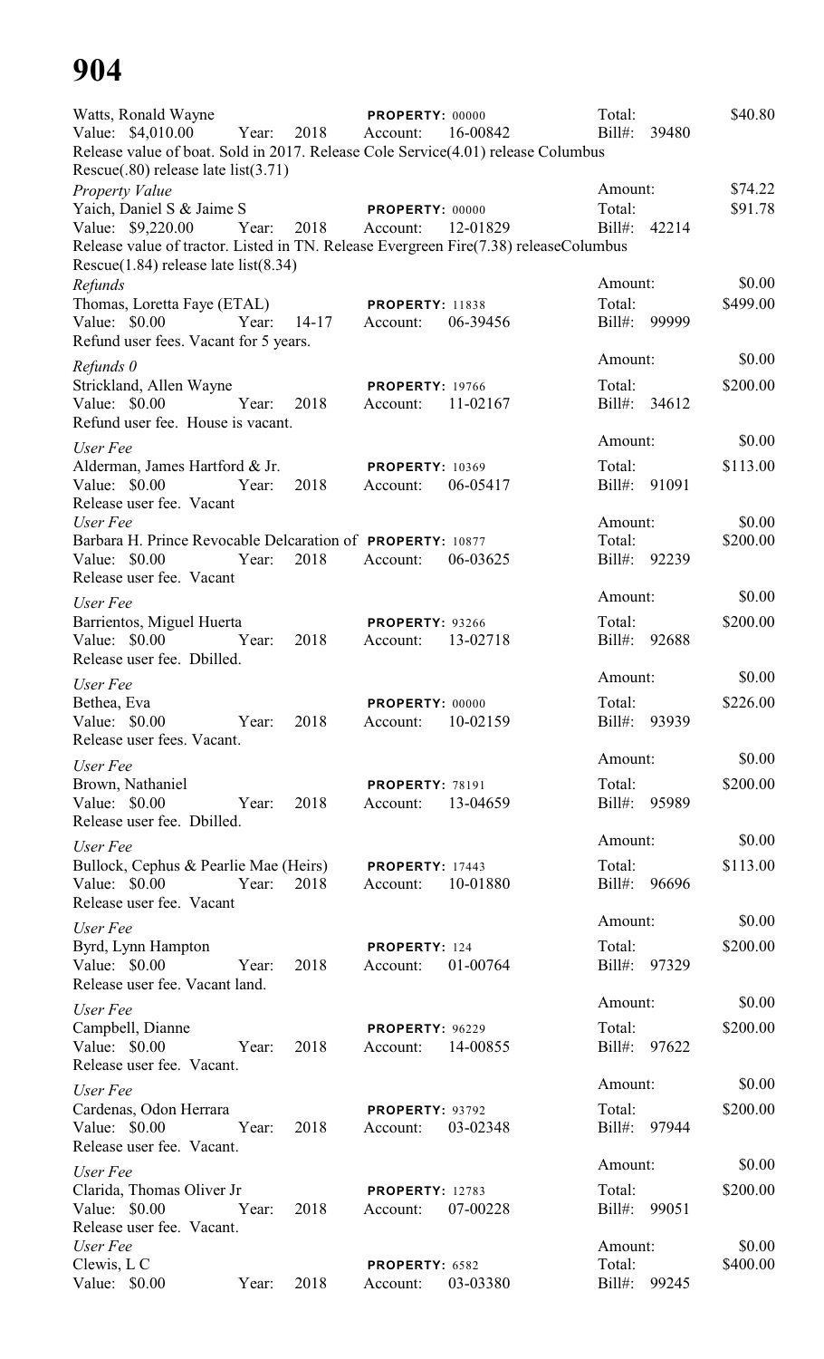# 904

Watts, Ronald Wayne — PROPERTY: 00000 — Total: $40.80
Value: $4,010.00 Year: 2018 Account: 16-00842 Bill#: 39480
Release value of boat. Sold in 2017. Release Cole Service(4.01) release Columbus Rescue(.80) release late list(3.71)

*Property Value* — Amount: $74.22
Yaich, Daniel S & Jaime S — PROPERTY: 00000 — Total: $91.78
Value: $9,220.00 Year: 2018 Account: 12-01829 Bill#: 42214
Release value of tractor. Listed in TN. Release Evergreen Fire(7.38) releaseColumbus Rescue(1.84) release late list(8.34)

*Refunds* — Amount: $0.00
Thomas, Loretta Faye (ETAL) — PROPERTY: 11838 — Total: $499.00
Value: $0.00 Year: 14-17 Account: 06-39456 Bill#: 99999
Refund user fees. Vacant for 5 years.

*Refunds 0* — Amount: $0.00
Strickland, Allen Wayne — PROPERTY: 19766 — Total: $200.00
Value: $0.00 Year: 2018 Account: 11-02167 Bill#: 34612
Refund user fee. House is vacant.

*User Fee* — Amount: $0.00
Alderman, James Hartford & Jr. — PROPERTY: 10369 — Total: $113.00
Value: $0.00 Year: 2018 Account: 06-05417 Bill#: 91091
Release user fee. Vacant

*User Fee* — Amount: $0.00
Barbara H. Prince Revocable Delcaration of — PROPERTY: 10877 — Total: $200.00
Value: $0.00 Year: 2018 Account: 06-03625 Bill#: 92239
Release user fee. Vacant

*User Fee* — Amount: $0.00
Barrientos, Miguel Huerta — PROPERTY: 93266 — Total: $200.00
Value: $0.00 Year: 2018 Account: 13-02718 Bill#: 92688
Release user fee. Dbilled.

*User Fee* — Amount: $0.00
Bethea, Eva — PROPERTY: 00000 — Total: $226.00
Value: $0.00 Year: 2018 Account: 10-02159 Bill#: 93939
Release user fees. Vacant.

*User Fee* — Amount: $0.00
Brown, Nathaniel — PROPERTY: 78191 — Total: $200.00
Value: $0.00 Year: 2018 Account: 13-04659 Bill#: 95989
Release user fee. Dbilled.

*User Fee* — Amount: $0.00
Bullock, Cephus & Pearlie Mae (Heirs) — PROPERTY: 17443 — Total: $113.00
Value: $0.00 Year: 2018 Account: 10-01880 Bill#: 96696
Release user fee. Vacant

*User Fee* — Amount: $0.00
Byrd, Lynn Hampton — PROPERTY: 124 — Total: $200.00
Value: $0.00 Year: 2018 Account: 01-00764 Bill#: 97329
Release user fee. Vacant land.

*User Fee* — Amount: $0.00
Campbell, Dianne — PROPERTY: 96229 — Total: $200.00
Value: $0.00 Year: 2018 Account: 14-00855 Bill#: 97622
Release user fee. Vacant.

*User Fee* — Amount: $0.00
Cardenas, Odon Herrara — PROPERTY: 93792 — Total: $200.00
Value: $0.00 Year: 2018 Account: 03-02348 Bill#: 97944
Release user fee. Vacant.

*User Fee* — Amount: $0.00
Clarida, Thomas Oliver Jr — PROPERTY: 12783 — Total: $200.00
Value: $0.00 Year: 2018 Account: 07-00228 Bill#: 99051
Release user fee. Vacant.

*User Fee* — Amount: $0.00
Clewis, L C — PROPERTY: 6582 — Total: $400.00
Value: $0.00 Year: 2018 Account: 03-03380 Bill#: 99245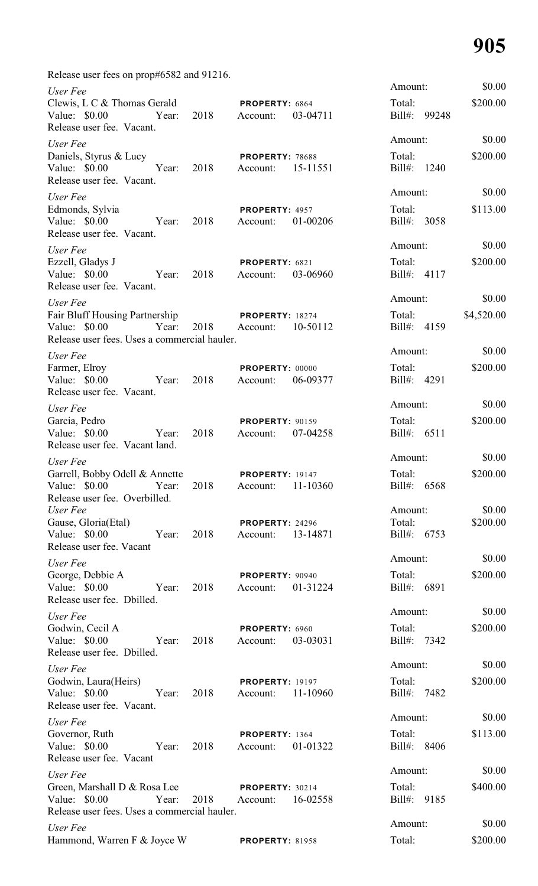Release user fees on prop#6582 and 91216.

*User Fee*
Clewis, L C & Thomas Gerald — PROPERTY: 6864
Value: $0.00 Year: 2018 Account: 03-04711
Release user fee. Vacant.
Amount: $0.00 Total: $200.00 Bill#: 99248

*User Fee*
Daniels, Styrus & Lucy — PROPERTY: 78688
Value: $0.00 Year: 2018 Account: 15-11551
Release user fee. Vacant.
Amount: $0.00 Total: $200.00 Bill#: 1240

*User Fee*
Edmonds, Sylvia — PROPERTY: 4957
Value: $0.00 Year: 2018 Account: 01-00206
Release user fee. Vacant.
Amount: $0.00 Total: $113.00 Bill#: 3058

*User Fee*
Ezzell, Gladys J — PROPERTY: 6821
Value: $0.00 Year: 2018 Account: 03-06960
Release user fee. Vacant.
Amount: $0.00 Total: $200.00 Bill#: 4117

*User Fee*
Fair Bluff Housing Partnership — PROPERTY: 18274
Value: $0.00 Year: 2018 Account: 10-50112
Release user fees. Uses a commercial hauler.
Amount: $0.00 Total: $4,520.00 Bill#: 4159

*User Fee*
Farmer, Elroy — PROPERTY: 00000
Value: $0.00 Year: 2018 Account: 06-09377
Release user fee. Vacant.
Amount: $0.00 Total: $200.00 Bill#: 4291

*User Fee*
Garcia, Pedro — PROPERTY: 90159
Value: $0.00 Year: 2018 Account: 07-04258
Release user fee. Vacant land.
Amount: $0.00 Total: $200.00 Bill#: 6511

*User Fee*
Garrell, Bobby Odell & Annette — PROPERTY: 19147
Value: $0.00 Year: 2018 Account: 11-10360
Release user fee. Overbilled.
Amount: $0.00 Total: $200.00 Bill#: 6568

*User Fee*
Gause, Gloria(Etal) — PROPERTY: 24296
Value: $0.00 Year: 2018 Account: 13-14871
Release user fee. Vacant
Amount: $0.00 Total: $200.00 Bill#: 6753

*User Fee*
George, Debbie A — PROPERTY: 90940
Value: $0.00 Year: 2018 Account: 01-31224
Release user fee. Dbilled.
Amount: $0.00 Total: $200.00 Bill#: 6891

*User Fee*
Godwin, Cecil A — PROPERTY: 6960
Value: $0.00 Year: 2018 Account: 03-03031
Release user fee. Dbilled.
Amount: $0.00 Total: $200.00 Bill#: 7342

*User Fee*
Godwin, Laura(Heirs) — PROPERTY: 19197
Value: $0.00 Year: 2018 Account: 11-10960
Release user fee. Vacant.
Amount: $0.00 Total: $200.00 Bill#: 7482

*User Fee*
Governor, Ruth — PROPERTY: 1364
Value: $0.00 Year: 2018 Account: 01-01322
Release user fee. Vacant
Amount: $0.00 Total: $113.00 Bill#: 8406

*User Fee*
Green, Marshall D & Rosa Lee — PROPERTY: 30214
Value: $0.00 Year: 2018 Account: 16-02558
Release user fees. Uses a commercial hauler.
Amount: $0.00 Total: $400.00 Bill#: 9185

*User Fee*
Hammond, Warren F & Joyce W — PROPERTY: 81958
Amount: $0.00 Total: $200.00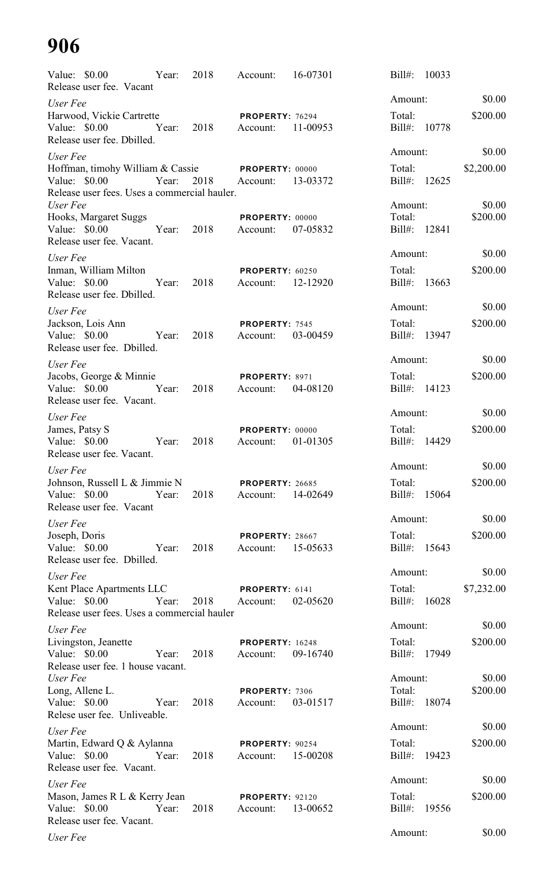Value: $0.00 Year: 2018 Account: 16-07301 Bill#: 10033
Release user fee. Vacant

*User Fee*
Amount: $0.00
Harwood, Vickie Cartrette **PROPERTY:** 76294 Total: $200.00
Value: $0.00 Year: 2018 Account: 11-00953 Bill#: 10778
Release user fee. Dbilled.

*User Fee*
Amount: $0.00
Hoffman, timohy William & Cassie **PROPERTY:** 00000 Total: $2,200.00
Value: $0.00 Year: 2018 Account: 13-03372 Bill#: 12625
Release user fees. Uses a commercial hauler.

*User Fee*
Amount: $0.00
Hooks, Margaret Suggs **PROPERTY:** 00000 Total: $200.00
Value: $0.00 Year: 2018 Account: 07-05832 Bill#: 12841
Release user fee. Vacant.

*User Fee*
Amount: $0.00
Inman, William Milton **PROPERTY:** 60250 Total: $200.00
Value: $0.00 Year: 2018 Account: 12-12920 Bill#: 13663
Release user fee. Dbilled.

*User Fee*
Amount: $0.00
Jackson, Lois Ann **PROPERTY:** 7545 Total: $200.00
Value: $0.00 Year: 2018 Account: 03-00459 Bill#: 13947
Release user fee. Dbilled.

*User Fee*
Amount: $0.00
Jacobs, George & Minnie **PROPERTY:** 8971 Total: $200.00
Value: $0.00 Year: 2018 Account: 04-08120 Bill#: 14123
Release user fee. Vacant.

*User Fee*
Amount: $0.00
James, Patsy S **PROPERTY:** 00000 Total: $200.00
Value: $0.00 Year: 2018 Account: 01-01305 Bill#: 14429
Release user fee. Vacant.

*User Fee*
Amount: $0.00
Johnson, Russell L & Jimmie N **PROPERTY:** 26685 Total: $200.00
Value: $0.00 Year: 2018 Account: 14-02649 Bill#: 15064
Release user fee. Vacant

*User Fee*
Amount: $0.00
Joseph, Doris **PROPERTY:** 28667 Total: $200.00
Value: $0.00 Year: 2018 Account: 15-05633 Bill#: 15643
Release user fee. Dbilled.

*User Fee*
Amount: $0.00
Kent Place Apartments LLC **PROPERTY:** 6141 Total: $7,232.00
Value: $0.00 Year: 2018 Account: 02-05620 Bill#: 16028
Release user fees. Uses a commercial hauler

*User Fee*
Amount: $0.00
Livingston, Jeanette **PROPERTY:** 16248 Total: $200.00
Value: $0.00 Year: 2018 Account: 09-16740 Bill#: 17949
Release user fee. 1 house vacant.

*User Fee*
Amount: $0.00
Long, Allene L. **PROPERTY:** 7306 Total: $200.00
Value: $0.00 Year: 2018 Account: 03-01517 Bill#: 18074
Relese user fee. Unliveable.

*User Fee*
Amount: $0.00
Martin, Edward Q & Aylanna **PROPERTY:** 90254 Total: $200.00
Value: $0.00 Year: 2018 Account: 15-00208 Bill#: 19423
Release user fee. Vacant.

*User Fee*
Amount: $0.00
Mason, James R L & Kerry Jean **PROPERTY:** 92120 Total: $200.00
Value: $0.00 Year: 2018 Account: 13-00652 Bill#: 19556
Release user fee. Vacant.

*User Fee*
Amount: $0.00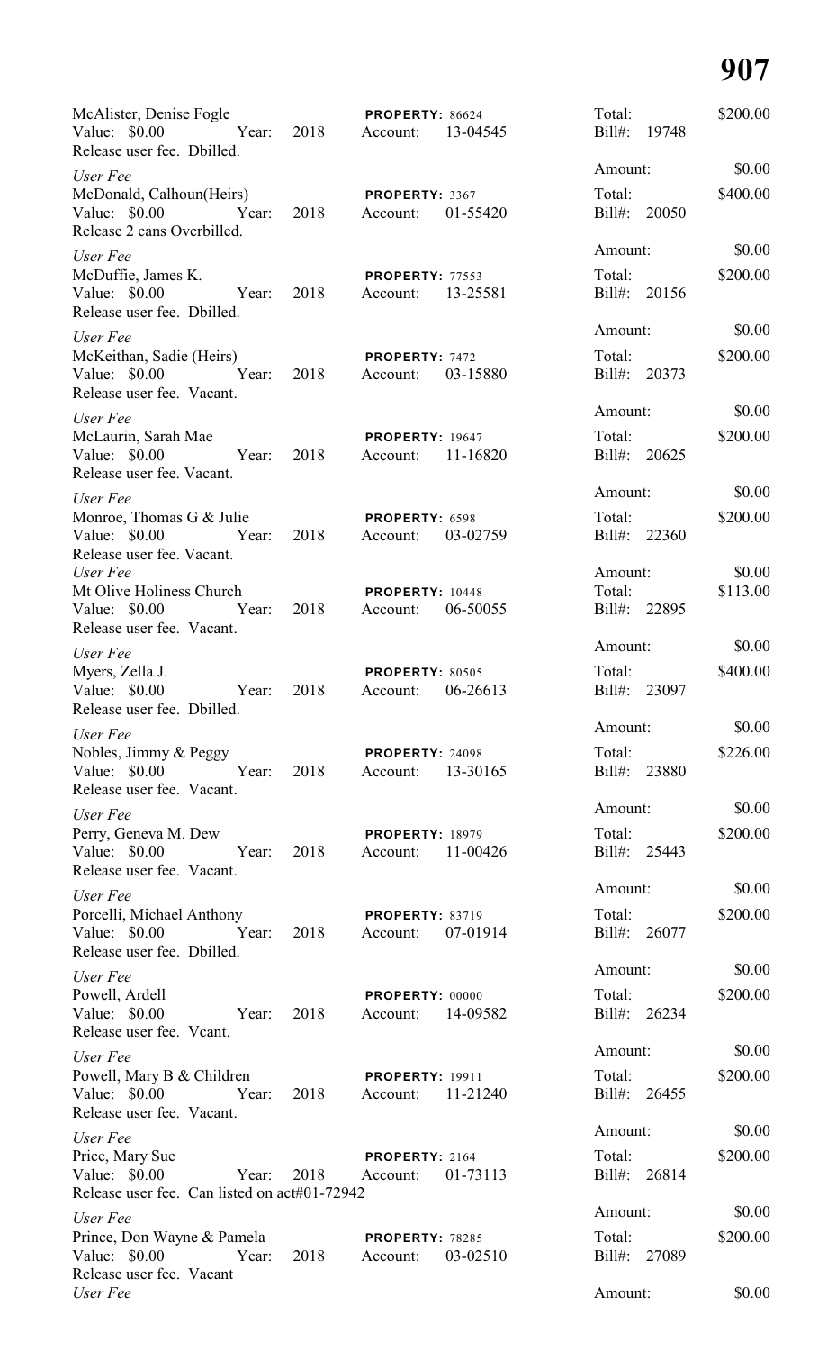McAlister, Denise Fogle | PROPERTY: 86624 | Total: $200.00
Value: $0.00 Year: 2018 Account: 13-04545 Bill#: 19748
Release user fee. Dbilled.

*User Fee* Amount: $0.00

McDonald, Calhoun(Heirs) PROPERTY: 3367 Total: $400.00
Value: $0.00 Year: 2018 Account: 01-55420 Bill#: 20050
Release 2 cans Overbilled.

*User Fee* Amount: $0.00

McDuffie, James K. PROPERTY: 77553 Total: $200.00
Value: $0.00 Year: 2018 Account: 13-25581 Bill#: 20156
Release user fee. Dbilled.

*User Fee* Amount: $0.00

McKeithan, Sadie (Heirs) PROPERTY: 7472 Total: $200.00
Value: $0.00 Year: 2018 Account: 03-15880 Bill#: 20373
Release user fee. Vacant.

*User Fee* Amount: $0.00

McLaurin, Sarah Mae PROPERTY: 19647 Total: $200.00
Value: $0.00 Year: 2018 Account: 11-16820 Bill#: 20625
Release user fee. Vacant.

*User Fee* Amount: $0.00

Monroe, Thomas G & Julie PROPERTY: 6598 Total: $200.00
Value: $0.00 Year: 2018 Account: 03-02759 Bill#: 22360
Release user fee. Vacant.

*User Fee* Amount: $0.00

Mt Olive Holiness Church PROPERTY: 10448 Total: $113.00
Value: $0.00 Year: 2018 Account: 06-50055 Bill#: 22895
Release user fee. Vacant.

*User Fee* Amount: $0.00

Myers, Zella J. PROPERTY: 80505 Total: $400.00
Value: $0.00 Year: 2018 Account: 06-26613 Bill#: 23097
Release user fee. Dbilled.

*User Fee* Amount: $0.00

Nobles, Jimmy & Peggy PROPERTY: 24098 Total: $226.00
Value: $0.00 Year: 2018 Account: 13-30165 Bill#: 23880
Release user fee. Vacant.

*User Fee* Amount: $0.00

Perry, Geneva M. Dew PROPERTY: 18979 Total: $200.00
Value: $0.00 Year: 2018 Account: 11-00426 Bill#: 25443
Release user fee. Vacant.

*User Fee* Amount: $0.00

Porcelli, Michael Anthony PROPERTY: 83719 Total: $200.00
Value: $0.00 Year: 2018 Account: 07-01914 Bill#: 26077
Release user fee. Dbilled.

*User Fee* Amount: $0.00

Powell, Ardell PROPERTY: 00000 Total: $200.00
Value: $0.00 Year: 2018 Account: 14-09582 Bill#: 26234
Release user fee. Vcant.

*User Fee* Amount: $0.00

Powell, Mary B & Children PROPERTY: 19911 Total: $200.00
Value: $0.00 Year: 2018 Account: 11-21240 Bill#: 26455
Release user fee. Vacant.

*User Fee* Amount: $0.00

Price, Mary Sue PROPERTY: 2164 Total: $200.00
Value: $0.00 Year: 2018 Account: 01-73113 Bill#: 26814
Release user fee. Can listed on act#01-72942

*User Fee* Amount: $0.00

Prince, Don Wayne & Pamela PROPERTY: 78285 Total: $200.00
Value: $0.00 Year: 2018 Account: 03-02510 Bill#: 27089
Release user fee. Vacant

*User Fee* Amount: $0.00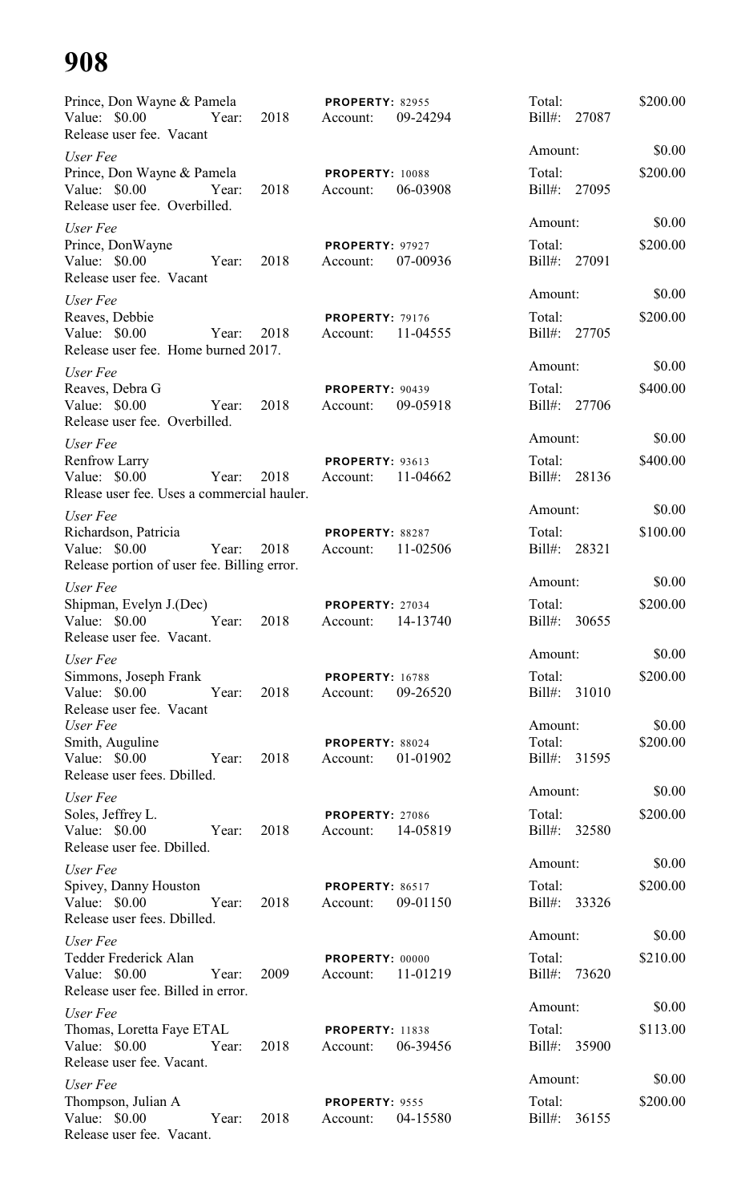Prince, Don Wayne & Pamela
Value: $0.00 Year: 2018
Release user fee. Vacant
PROPERTY: 82955
Account: 09-24294
Total: $200.00
Bill#: 27087
Amount: $0.00

*User Fee*
Prince, Don Wayne & Pamela
Value: $0.00 Year: 2018
Release user fee. Overbilled.
PROPERTY: 10088
Account: 06-03908
Total: $200.00
Bill#: 27095
Amount: $0.00

*User Fee*
Prince, DonWayne
Value: $0.00 Year: 2018
Release user fee. Vacant
PROPERTY: 97927
Account: 07-00936
Total: $200.00
Bill#: 27091
Amount: $0.00

*User Fee*
Reaves, Debbie
Value: $0.00 Year: 2018
Release user fee. Home burned 2017.
PROPERTY: 79176
Account: 11-04555
Total: $200.00
Bill#: 27705
Amount: $0.00

*User Fee*
Reaves, Debra G
Value: $0.00 Year: 2018
Release user fee. Overbilled.
PROPERTY: 90439
Account: 09-05918
Total: $400.00
Bill#: 27706
Amount: $0.00

*User Fee*
Renfrow Larry
Value: $0.00 Year: 2018
Rlease user fee. Uses a commercial hauler.
PROPERTY: 93613
Account: 11-04662
Total: $400.00
Bill#: 28136
Amount: $0.00

*User Fee*
Richardson, Patricia
Value: $0.00 Year: 2018
Release portion of user fee. Billing error.
PROPERTY: 88287
Account: 11-02506
Total: $100.00
Bill#: 28321
Amount: $0.00

*User Fee*
Shipman, Evelyn J.(Dec)
Value: $0.00 Year: 2018
Release user fee. Vacant.
PROPERTY: 27034
Account: 14-13740
Total: $200.00
Bill#: 30655
Amount: $0.00

*User Fee*
Simmons, Joseph Frank
Value: $0.00 Year: 2018
Release user fee. Vacant
PROPERTY: 16788
Account: 09-26520
Total: $200.00
Bill#: 31010
Amount: $0.00

*User Fee*
Smith, Auguline
Value: $0.00 Year: 2018
Release user fees. Dbilled.
PROPERTY: 88024
Account: 01-01902
Total: $200.00
Bill#: 31595
Amount: $0.00

*User Fee*
Soles, Jeffrey L.
Value: $0.00 Year: 2018
Release user fee. Dbilled.
PROPERTY: 27086
Account: 14-05819
Total: $200.00
Bill#: 32580
Amount: $0.00

*User Fee*
Spivey, Danny Houston
Value: $0.00 Year: 2018
Release user fees. Dbilled.
PROPERTY: 86517
Account: 09-01150
Total: $200.00
Bill#: 33326
Amount: $0.00

*User Fee*
Tedder Frederick Alan
Value: $0.00 Year: 2009
Release user fee. Billed in error.
PROPERTY: 00000
Account: 11-01219
Total: $210.00
Bill#: 73620
Amount: $0.00

*User Fee*
Thomas, Loretta Faye ETAL
Value: $0.00 Year: 2018
Release user fee. Vacant.
PROPERTY: 11838
Account: 06-39456
Total: $113.00
Bill#: 35900
Amount: $0.00

*User Fee*
Thompson, Julian A
Value: $0.00 Year: 2018
Release user fee. Vacant.
PROPERTY: 9555
Account: 04-15580
Total: $200.00
Bill#: 36155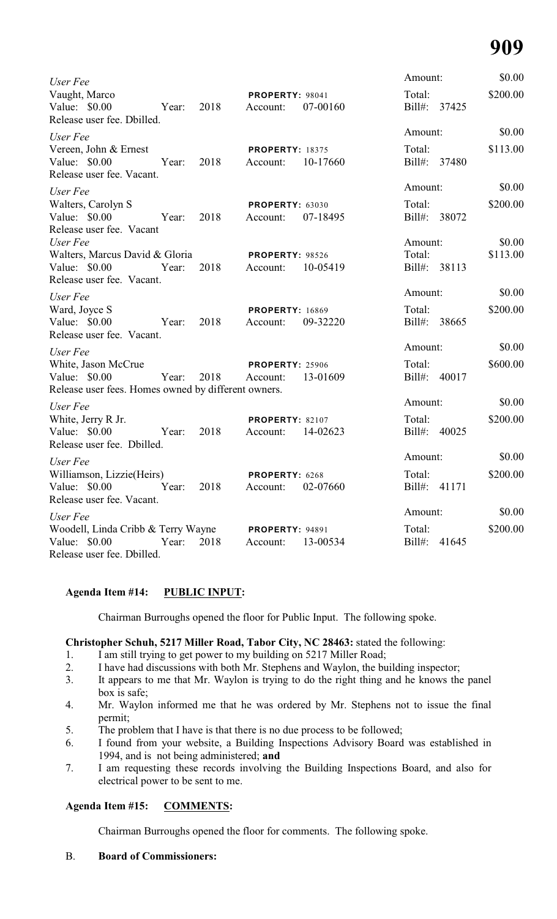*User Fee*
Vaught, Marco
Value: $0.00 Year: 2018 **PROPERTY:** 98041 Account: 07-00160
Release user fee. Dbilled.
Amount: $0.00
Total: $200.00
Bill#: 37425

*User Fee*
Vereen, John & Ernest
Value: $0.00 Year: 2018 **PROPERTY:** 18375 Account: 10-17660
Release user fee. Vacant.
Amount: $0.00
Total: $113.00
Bill#: 37480

*User Fee*
Walters, Carolyn S
Value: $0.00 Year: 2018 **PROPERTY:** 63030 Account: 07-18495
Release user fee. Vacant
Amount: $0.00
Total: $200.00
Bill#: 38072

*User Fee*
Walters, Marcus David & Gloria
Value: $0.00 Year: 2018 **PROPERTY:** 98526 Account: 10-05419
Release user fee. Vacant.
Amount: $0.00
Total: $113.00
Bill#: 38113

*User Fee*
Ward, Joyce S
Value: $0.00 Year: 2018 **PROPERTY:** 16869 Account: 09-32220
Release user fee. Vacant.
Amount: $0.00
Total: $200.00
Bill#: 38665

*User Fee*
White, Jason McCrue
Value: $0.00 Year: 2018 **PROPERTY:** 25906 Account: 13-01609
Release user fees. Homes owned by different owners.
Amount: $0.00
Total: $600.00
Bill#: 40017

*User Fee*
White, Jerry R Jr.
Value: $0.00 Year: 2018 **PROPERTY:** 82107 Account: 14-02623
Release user fee. Dbilled.
Amount: $0.00
Total: $200.00
Bill#: 40025

*User Fee*
Williamson, Lizzie(Heirs)
Value: $0.00 Year: 2018 **PROPERTY:** 6268 Account: 02-07660
Release user fee. Vacant.
Amount: $0.00
Total: $200.00
Bill#: 41171

*User Fee*
Woodell, Linda Cribb & Terry Wayne
Value: $0.00 Year: 2018 **PROPERTY:** 94891 Account: 13-00534
Release user fee. Dbilled.
Amount: $0.00
Total: $200.00
Bill#: 41645

**Agenda Item #14: PUBLIC INPUT:**

Chairman Burroughs opened the floor for Public Input. The following spoke.

**Christopher Schuh, 5217 Miller Road, Tabor City, NC 28463:** stated the following:

1. I am still trying to get power to my building on 5217 Miller Road;
2. I have had discussions with both Mr. Stephens and Waylon, the building inspector;
3. It appears to me that Mr. Waylon is trying to do the right thing and he knows the panel box is safe;
4. Mr. Waylon informed me that he was ordered by Mr. Stephens not to issue the final permit;
5. The problem that I have is that there is no due process to be followed;
6. I found from your website, a Building Inspections Advisory Board was established in 1994, and is not being administered; **and**
7. I am requesting these records involving the Building Inspections Board, and also for electrical power to be sent to me.

**Agenda Item #15: COMMENTS:**

Chairman Burroughs opened the floor for comments. The following spoke.

B. **Board of Commissioners:**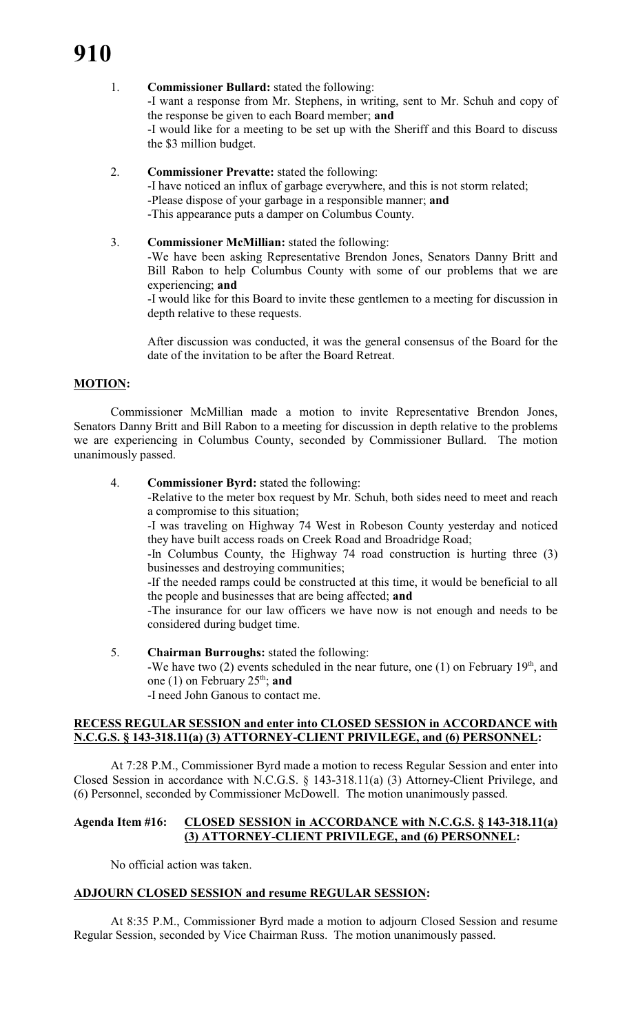1. **Commissioner Bullard:** stated the following:
   -I want a response from Mr. Stephens, in writing, sent to Mr. Schuh and copy of the response be given to each Board member; **and**
   -I would like for a meeting to be set up with the Sheriff and this Board to discuss the $3 million budget.

2. **Commissioner Prevatte:** stated the following:
   -I have noticed an influx of garbage everywhere, and this is not storm related;
   -Please dispose of your garbage in a responsible manner; **and**
   -This appearance puts a damper on Columbus County.

3. **Commissioner McMillian:** stated the following:
   -We have been asking Representative Brendon Jones, Senators Danny Britt and Bill Rabon to help Columbus County with some of our problems that we are experiencing; **and**
   -I would like for this Board to invite these gentlemen to a meeting for discussion in depth relative to these requests.

   After discussion was conducted, it was the general consensus of the Board for the date of the invitation to be after the Board Retreat.

**MOTION:**

Commissioner McMillian made a motion to invite Representative Brendon Jones, Senators Danny Britt and Bill Rabon to a meeting for discussion in depth relative to the problems we are experiencing in Columbus County, seconded by Commissioner Bullard. The motion unanimously passed.

4. **Commissioner Byrd:** stated the following:
   -Relative to the meter box request by Mr. Schuh, both sides need to meet and reach a compromise to this situation;
   -I was traveling on Highway 74 West in Robeson County yesterday and noticed they have built access roads on Creek Road and Broadridge Road;
   -In Columbus County, the Highway 74 road construction is hurting three (3) businesses and destroying communities;
   -If the needed ramps could be constructed at this time, it would be beneficial to all the people and businesses that are being affected; **and**
   -The insurance for our law officers we have now is not enough and needs to be considered during budget time.

5. **Chairman Burroughs:** stated the following:
   -We have two (2) events scheduled in the near future, one (1) on February 19th, and one (1) on February 25th; **and**
   -I need John Ganous to contact me.

**RECESS REGULAR SESSION and enter into CLOSED SESSION in ACCORDANCE with N.C.G.S. § 143-318.11(a) (3) ATTORNEY-CLIENT PRIVILEGE, and (6) PERSONNEL:**

At 7:28 P.M., Commissioner Byrd made a motion to recess Regular Session and enter into Closed Session in accordance with N.C.G.S. § 143-318.11(a) (3) Attorney-Client Privilege, and (6) Personnel, seconded by Commissioner McDowell. The motion unanimously passed.

**Agenda Item #16: CLOSED SESSION in ACCORDANCE with N.C.G.S. § 143-318.11(a) (3) ATTORNEY-CLIENT PRIVILEGE, and (6) PERSONNEL:**

No official action was taken.

**ADJOURN CLOSED SESSION and resume REGULAR SESSION:**

At 8:35 P.M., Commissioner Byrd made a motion to adjourn Closed Session and resume Regular Session, seconded by Vice Chairman Russ. The motion unanimously passed.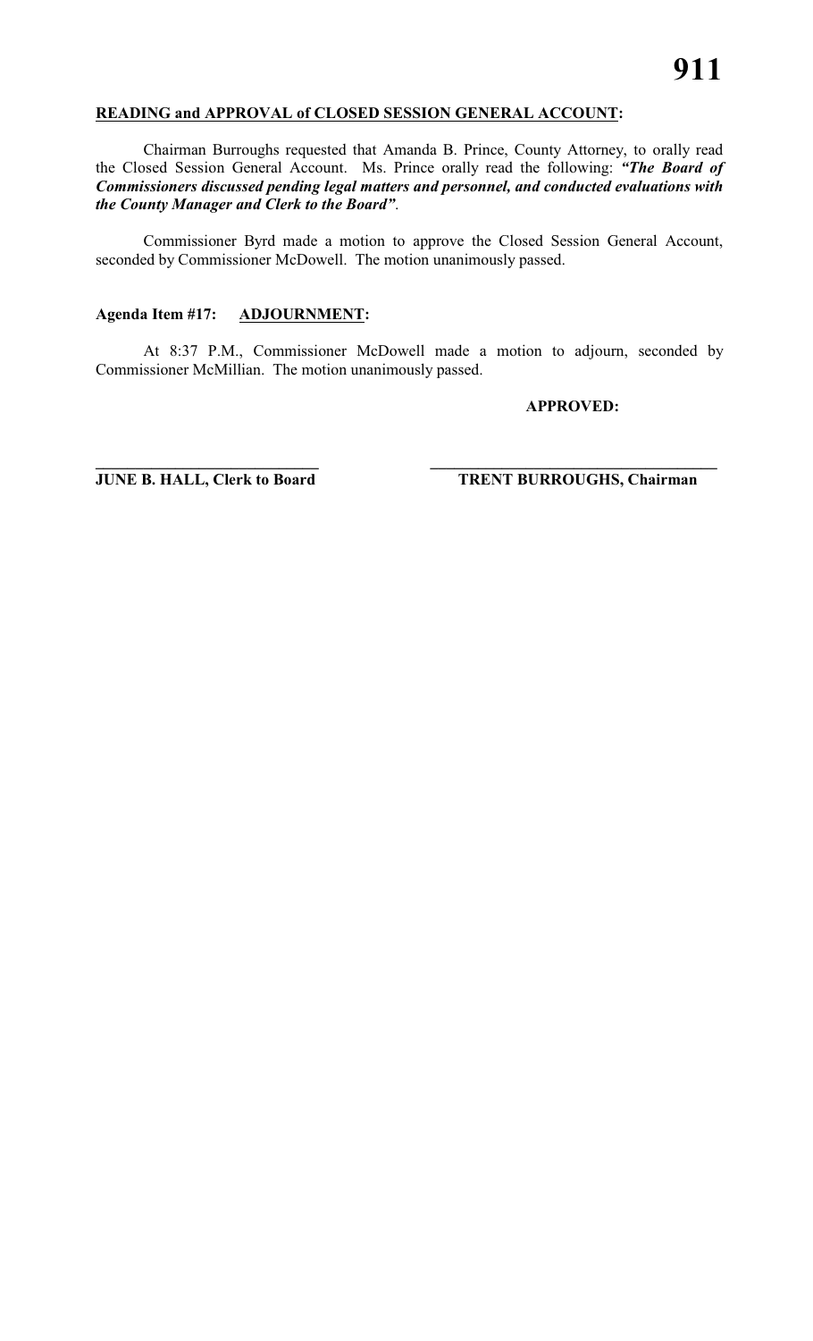**READING and APPROVAL of CLOSED SESSION GENERAL ACCOUNT:**

Chairman Burroughs requested that Amanda B. Prince, County Attorney, to orally read the Closed Session General Account. Ms. Prince orally read the following: ***"The Board of Commissioners discussed pending legal matters and personnel, and conducted evaluations with the County Manager and Clerk to the Board"***.

Commissioner Byrd made a motion to approve the Closed Session General Account, seconded by Commissioner McDowell. The motion unanimously passed.

**Agenda Item #17: ADJOURNMENT:**

At 8:37 P.M., Commissioner McDowell made a motion to adjourn, seconded by Commissioner McMillian. The motion unanimously passed.

**APPROVED:**

**\_\_\_\_\_\_\_\_\_\_\_\_\_\_\_\_\_\_\_\_\_\_\_\_\_\_\_\_**
**JUNE B. HALL, Clerk to Board**

**\_\_\_\_\_\_\_\_\_\_\_\_\_\_\_\_\_\_\_\_\_\_\_\_\_\_\_\_\_\_\_\_\_\_\_\_**
**TRENT BURROUGHS, Chairman**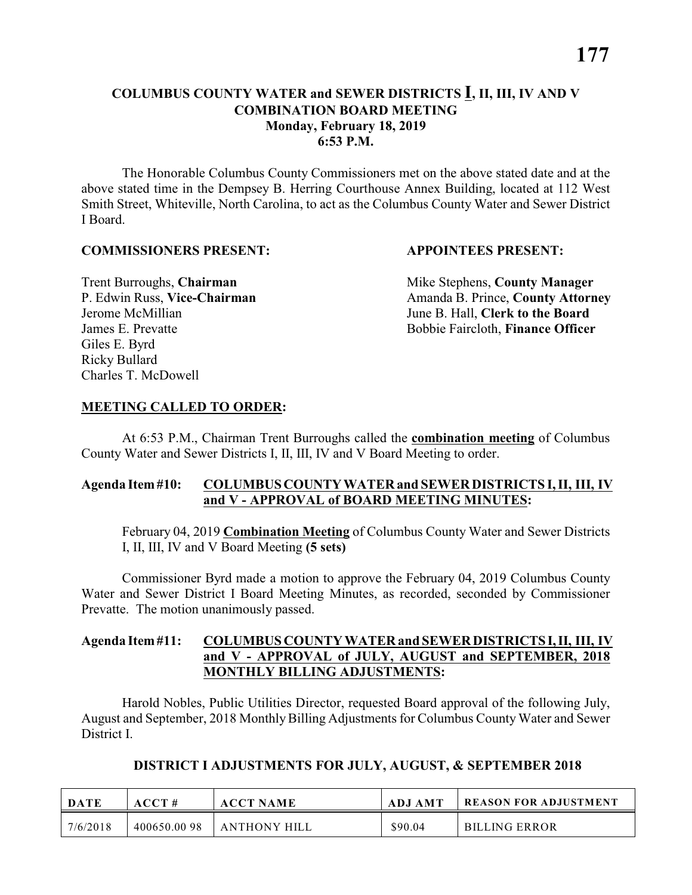# COLUMBUS COUNTY WATER and SEWER DISTRICTS I, II, III, IV AND V COMBINATION BOARD MEETING
**Monday, February 18, 2019**
**6:53 P.M.**

The Honorable Columbus County Commissioners met on the above stated date and at the above stated time in the Dempsey B. Herring Courthouse Annex Building, located at 112 West Smith Street, Whiteville, North Carolina, to act as the Columbus County Water and Sewer District I Board.

**COMMISSIONERS PRESENT:**

Trent Burroughs, **Chairman**
P. Edwin Russ, **Vice-Chairman**
Jerome McMillian
James E. Prevatte
Giles E. Byrd
Ricky Bullard
Charles T. McDowell

**APPOINTEES PRESENT:**

Mike Stephens, **County Manager**
Amanda B. Prince, **County Attorney**
June B. Hall, **Clerk to the Board**
Bobbie Faircloth, **Finance Officer**

**MEETING CALLED TO ORDER:**

At 6:53 P.M., Chairman Trent Burroughs called the **combination meeting** of Columbus County Water and Sewer Districts I, II, III, IV and V Board Meeting to order.

**Agenda Item #10: COLUMBUS COUNTY WATER and SEWER DISTRICTS I, II, III, IV and V - APPROVAL of BOARD MEETING MINUTES:**

February 04, 2019 **Combination Meeting** of Columbus County Water and Sewer Districts I, II, III, IV and V Board Meeting **(5 sets)**

Commissioner Byrd made a motion to approve the February 04, 2019 Columbus County Water and Sewer District I Board Meeting Minutes, as recorded, seconded by Commissioner Prevatte. The motion unanimously passed.

**Agenda Item #11: COLUMBUS COUNTY WATER and SEWER DISTRICTS I, II, III, IV and V - APPROVAL of JULY, AUGUST and SEPTEMBER, 2018 MONTHLY BILLING ADJUSTMENTS:**

Harold Nobles, Public Utilities Director, requested Board approval of the following July, August and September, 2018 Monthly Billing Adjustments for Columbus County Water and Sewer District I.

**DISTRICT I ADJUSTMENTS FOR JULY, AUGUST, & SEPTEMBER 2018**

| DATE | ACCT # | ACCT NAME | ADJ AMT | REASON FOR ADJUSTMENT |
|---|---|---|---|---|
| 7/6/2018 | 400650.00 98 | ANTHONY HILL | $90.04 | BILLING ERROR |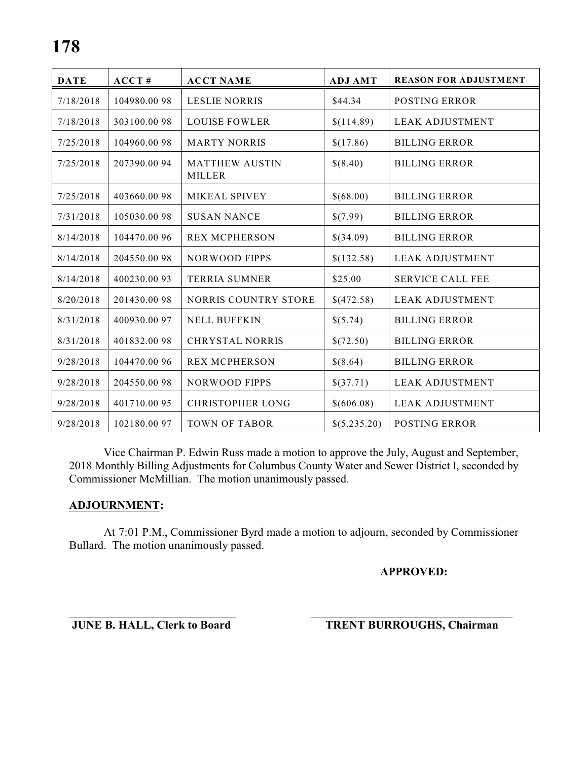| DATE | ACCT # | ACCT NAME | ADJ AMT | REASON FOR ADJUSTMENT |
|---|---|---|---|---|
| 7/18/2018 | 104980.00 98 | LESLIE NORRIS | $44.34 | POSTING ERROR |
| 7/18/2018 | 303100.00 98 | LOUISE FOWLER | $(114.89) | LEAK ADJUSTMENT |
| 7/25/2018 | 104960.00 98 | MARTY NORRIS | $(17.86) | BILLING ERROR |
| 7/25/2018 | 207390.00 94 | MATTHEW AUSTIN MILLER | $(8.40) | BILLING ERROR |
| 7/25/2018 | 403660.00 98 | MIKEAL SPIVEY | $(68.00) | BILLING ERROR |
| 7/31/2018 | 105030.00 98 | SUSAN NANCE | $(7.99) | BILLING ERROR |
| 8/14/2018 | 104470.00 96 | REX MCPHERSON | $(34.09) | BILLING ERROR |
| 8/14/2018 | 204550.00 98 | NORWOOD FIPPS | $(132.58) | LEAK ADJUSTMENT |
| 8/14/2018 | 400230.00 93 | TERRIA SUMNER | $25.00 | SERVICE CALL FEE |
| 8/20/2018 | 201430.00 98 | NORRIS COUNTRY STORE | $(472.58) | LEAK ADJUSTMENT |
| 8/31/2018 | 400930.00 97 | NELL BUFFKIN | $(5.74) | BILLING ERROR |
| 8/31/2018 | 401832.00 98 | CHRYSTAL NORRIS | $(72.50) | BILLING ERROR |
| 9/28/2018 | 104470.00 96 | REX MCPHERSON | $(8.64) | BILLING ERROR |
| 9/28/2018 | 204550.00 98 | NORWOOD FIPPS | $(37.71) | LEAK ADJUSTMENT |
| 9/28/2018 | 401710.00 95 | CHRISTOPHER LONG | $(606.08) | LEAK ADJUSTMENT |
| 9/28/2018 | 102180.00 97 | TOWN OF TABOR | $(5,235.20) | POSTING ERROR |

Vice Chairman P. Edwin Russ made a motion to approve the July, August and September, 2018 Monthly Billing Adjustments for Columbus County Water and Sewer District I, seconded by Commissioner McMillian. The motion unanimously passed.

**ADJOURNMENT:**

At 7:01 P.M., Commissioner Byrd made a motion to adjourn, seconded by Commissioner Bullard. The motion unanimously passed.

**APPROVED:**

\_\_\_\_\_\_\_\_\_\_\_\_\_\_\_\_\_\_\_\_\_\_\_\_\_\_\_\_\_\_ \_\_\_\_\_\_\_\_\_\_\_\_\_\_\_\_\_\_\_\_\_\_\_\_\_\_\_\_\_\_

**JUNE B. HALL, Clerk to Board** **TRENT BURROUGHS, Chairman**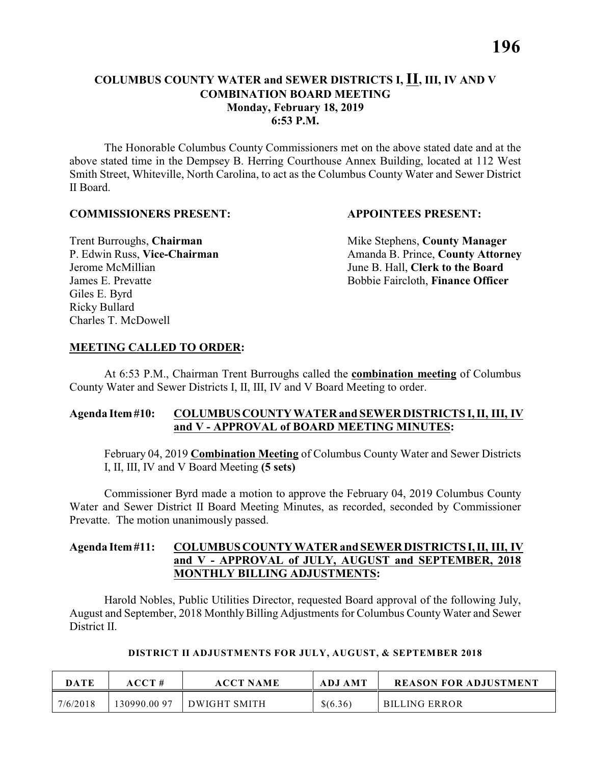# COLUMBUS COUNTY WATER and SEWER DISTRICTS I, II, III, IV AND V COMBINATION BOARD MEETING
## Monday, February 18, 2019
## 6:53 P.M.

The Honorable Columbus County Commissioners met on the above stated date and at the above stated time in the Dempsey B. Herring Courthouse Annex Building, located at 112 West Smith Street, Whiteville, North Carolina, to act as the Columbus County Water and Sewer District II Board.

**COMMISSIONERS PRESENT:**

Trent Burroughs, **Chairman**
P. Edwin Russ, **Vice-Chairman**
Jerome McMillian
James E. Prevatte
Giles E. Byrd
Ricky Bullard
Charles T. McDowell

**APPOINTEES PRESENT:**

Mike Stephens, **County Manager**
Amanda B. Prince, **County Attorney**
June B. Hall, **Clerk to the Board**
Bobbie Faircloth, **Finance Officer**

**MEETING CALLED TO ORDER:**

At 6:53 P.M., Chairman Trent Burroughs called the **combination meeting** of Columbus County Water and Sewer Districts I, II, III, IV and V Board Meeting to order.

**Agenda Item #10: COLUMBUS COUNTY WATER and SEWER DISTRICTS I, II, III, IV and V - APPROVAL of BOARD MEETING MINUTES:**

February 04, 2019 **Combination Meeting** of Columbus County Water and Sewer Districts I, II, III, IV and V Board Meeting **(5 sets)**

Commissioner Byrd made a motion to approve the February 04, 2019 Columbus County Water and Sewer District II Board Meeting Minutes, as recorded, seconded by Commissioner Prevatte. The motion unanimously passed.

**Agenda Item #11: COLUMBUS COUNTY WATER and SEWER DISTRICTS I, II, III, IV and V - APPROVAL of JULY, AUGUST and SEPTEMBER, 2018 MONTHLY BILLING ADJUSTMENTS:**

Harold Nobles, Public Utilities Director, requested Board approval of the following July, August and September, 2018 Monthly Billing Adjustments for Columbus County Water and Sewer District II.

**DISTRICT II ADJUSTMENTS FOR JULY, AUGUST, & SEPTEMBER 2018**

| DATE | ACCT # | ACCT NAME | ADJ AMT | REASON FOR ADJUSTMENT |
|---|---|---|---|---|
| 7/6/2018 | 130990.00 97 | DWIGHT SMITH | $(6.36) | BILLING ERROR |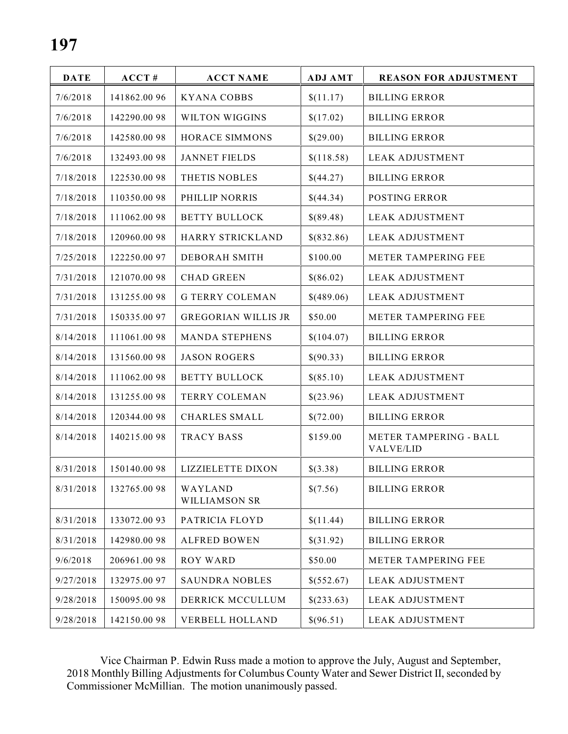| DATE | ACCT # | ACCT NAME | ADJ AMT | REASON FOR ADJUSTMENT |
|---|---|---|---|---|
| 7/6/2018 | 141862.00 96 | KYANA COBBS | $(11.17) | BILLING ERROR |
| 7/6/2018 | 142290.00 98 | WILTON WIGGINS | $(17.02) | BILLING ERROR |
| 7/6/2018 | 142580.00 98 | HORACE SIMMONS | $(29.00) | BILLING ERROR |
| 7/6/2018 | 132493.00 98 | JANNET FIELDS | $(118.58) | LEAK ADJUSTMENT |
| 7/18/2018 | 122530.00 98 | THETIS NOBLES | $(44.27) | BILLING ERROR |
| 7/18/2018 | 110350.00 98 | PHILLIP NORRIS | $(44.34) | POSTING ERROR |
| 7/18/2018 | 111062.00 98 | BETTY BULLOCK | $(89.48) | LEAK ADJUSTMENT |
| 7/18/2018 | 120960.00 98 | HARRY STRICKLAND | $(832.86) | LEAK ADJUSTMENT |
| 7/25/2018 | 122250.00 97 | DEBORAH SMITH | $100.00 | METER TAMPERING FEE |
| 7/31/2018 | 121070.00 98 | CHAD GREEN | $(86.02) | LEAK ADJUSTMENT |
| 7/31/2018 | 131255.00 98 | G TERRY COLEMAN | $(489.06) | LEAK ADJUSTMENT |
| 7/31/2018 | 150335.00 97 | GREGORIAN WILLIS JR | $50.00 | METER TAMPERING FEE |
| 8/14/2018 | 111061.00 98 | MANDA STEPHENS | $(104.07) | BILLING ERROR |
| 8/14/2018 | 131560.00 98 | JASON ROGERS | $(90.33) | BILLING ERROR |
| 8/14/2018 | 111062.00 98 | BETTY BULLOCK | $(85.10) | LEAK ADJUSTMENT |
| 8/14/2018 | 131255.00 98 | TERRY COLEMAN | $(23.96) | LEAK ADJUSTMENT |
| 8/14/2018 | 120344.00 98 | CHARLES SMALL | $(72.00) | BILLING ERROR |
| 8/14/2018 | 140215.00 98 | TRACY BASS | $159.00 | METER TAMPERING - BALL VALVE/LID |
| 8/31/2018 | 150140.00 98 | LIZZIELETTE DIXON | $(3.38) | BILLING ERROR |
| 8/31/2018 | 132765.00 98 | WAYLAND WILLIAMSON SR | $(7.56) | BILLING ERROR |
| 8/31/2018 | 133072.00 93 | PATRICIA FLOYD | $(11.44) | BILLING ERROR |
| 8/31/2018 | 142980.00 98 | ALFRED BOWEN | $(31.92) | BILLING ERROR |
| 9/6/2018 | 206961.00 98 | ROY WARD | $50.00 | METER TAMPERING FEE |
| 9/27/2018 | 132975.00 97 | SAUNDRA NOBLES | $(552.67) | LEAK ADJUSTMENT |
| 9/28/2018 | 150095.00 98 | DERRICK MCCULLUM | $(233.63) | LEAK ADJUSTMENT |
| 9/28/2018 | 142150.00 98 | VERBELL HOLLAND | $(96.51) | LEAK ADJUSTMENT |

Vice Chairman P. Edwin Russ made a motion to approve the July, August and September, 2018 Monthly Billing Adjustments for Columbus County Water and Sewer District II, seconded by Commissioner McMillian. The motion unanimously passed.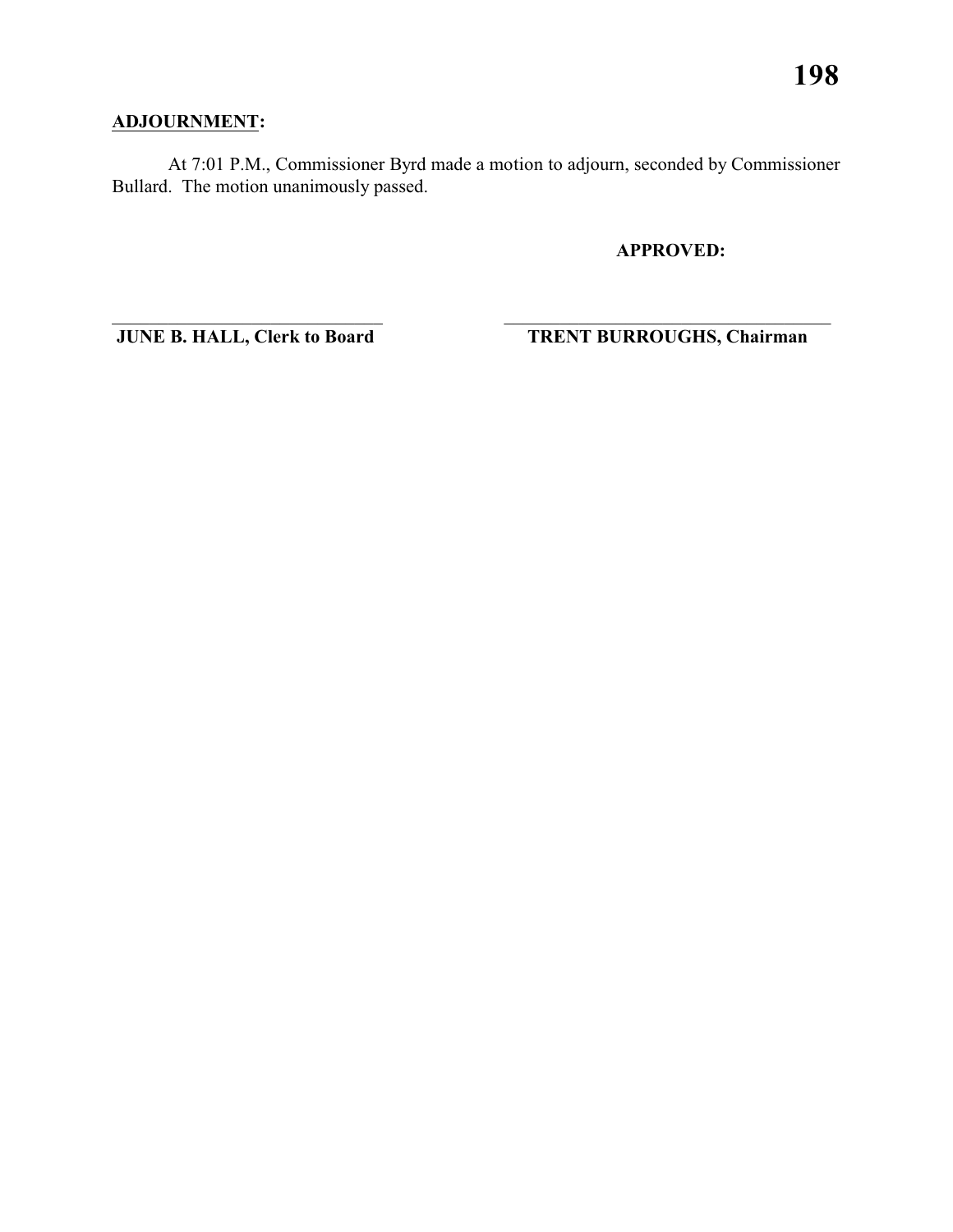**ADJOURNMENT:**

At 7:01 P.M., Commissioner Byrd made a motion to adjourn, seconded by Commissioner Bullard. The motion unanimously passed.

**APPROVED:**

\_\_\_\_\_\_\_\_\_\_\_\_\_\_\_\_\_\_\_\_\_\_\_\_\_\_\_\_\_\_ \_\_\_\_\_\_\_\_\_\_\_\_\_\_\_\_\_\_\_\_\_\_\_\_\_\_\_\_\_\_\_\_\_\_\_\_
**JUNE B. HALL, Clerk to Board** **TRENT BURROUGHS, Chairman**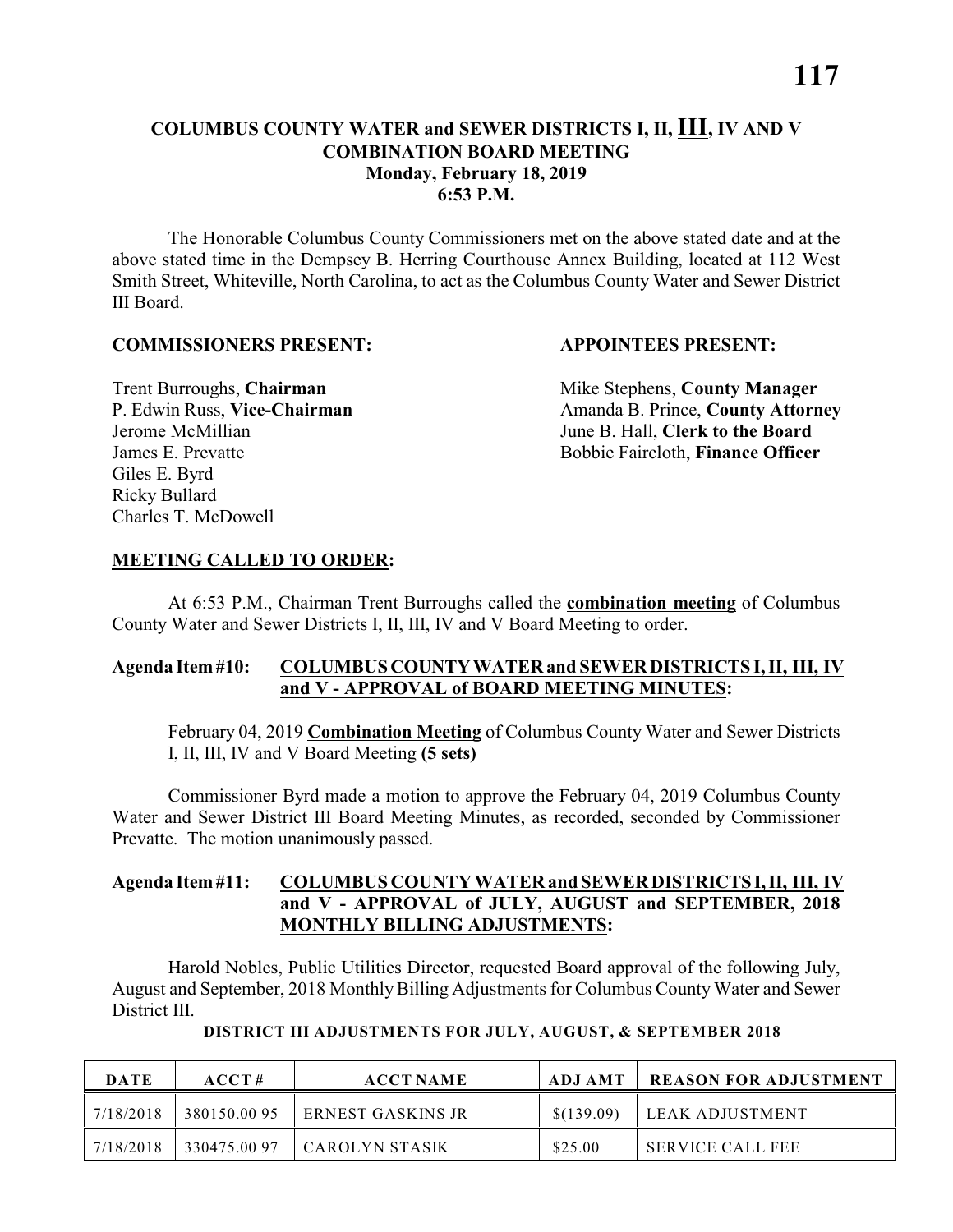# COLUMBUS COUNTY WATER and SEWER DISTRICTS I, II, III, IV AND V COMBINATION BOARD MEETING

**Monday, February 18, 2019**
**6:53 P.M.**

The Honorable Columbus County Commissioners met on the above stated date and at the above stated time in the Dempsey B. Herring Courthouse Annex Building, located at 112 West Smith Street, Whiteville, North Carolina, to act as the Columbus County Water and Sewer District III Board.

**COMMISSIONERS PRESENT:**

Trent Burroughs, **Chairman**
P. Edwin Russ, **Vice-Chairman**
Jerome McMillian
James E. Prevatte
Giles E. Byrd
Ricky Bullard
Charles T. McDowell

**APPOINTEES PRESENT:**

Mike Stephens, **County Manager**
Amanda B. Prince, **County Attorney**
June B. Hall, **Clerk to the Board**
Bobbie Faircloth, **Finance Officer**

## MEETING CALLED TO ORDER:

At 6:53 P.M., Chairman Trent Burroughs called the **combination meeting** of Columbus County Water and Sewer Districts I, II, III, IV and V Board Meeting to order.

## Agenda Item #10: COLUMBUS COUNTY WATER and SEWER DISTRICTS I, II, III, IV and V - APPROVAL of BOARD MEETING MINUTES:

February 04, 2019 **Combination Meeting** of Columbus County Water and Sewer Districts I, II, III, IV and V Board Meeting **(5 sets)**

Commissioner Byrd made a motion to approve the February 04, 2019 Columbus County Water and Sewer District III Board Meeting Minutes, as recorded, seconded by Commissioner Prevatte. The motion unanimously passed.

## Agenda Item #11: COLUMBUS COUNTY WATER and SEWER DISTRICTS I, II, III, IV and V - APPROVAL of JULY, AUGUST and SEPTEMBER, 2018 MONTHLY BILLING ADJUSTMENTS:

Harold Nobles, Public Utilities Director, requested Board approval of the following July, August and September, 2018 Monthly Billing Adjustments for Columbus County Water and Sewer District III.

**DISTRICT III ADJUSTMENTS FOR JULY, AUGUST, & SEPTEMBER 2018**

| DATE | ACCT # | ACCT NAME | ADJ AMT | REASON FOR ADJUSTMENT |
|---|---|---|---|---|
| 7/18/2018 | 380150.00 95 | ERNEST GASKINS JR | $(139.09) | LEAK ADJUSTMENT |
| 7/18/2018 | 330475.00 97 | CAROLYN STASIK | $25.00 | SERVICE CALL FEE |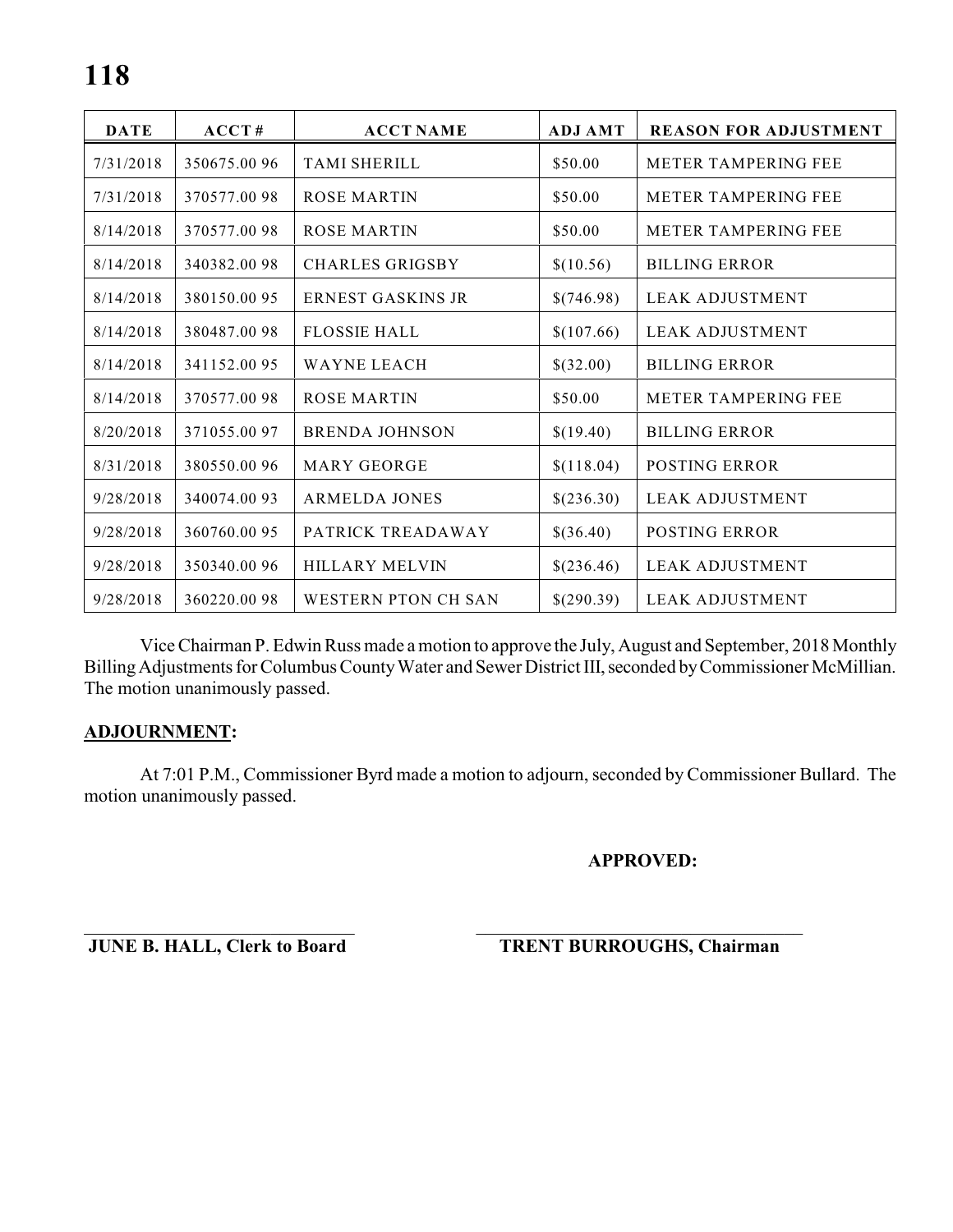| DATE | ACCT# | ACCT NAME | ADJ AMT | REASON FOR ADJUSTMENT |
|---|---|---|---|---|
| 7/31/2018 | 350675.00 96 | TAMI SHERILL | \$50.00 | METER TAMPERING FEE |
| 7/31/2018 | 370577.00 98 | ROSE MARTIN | \$50.00 | METER TAMPERING FEE |
| 8/14/2018 | 370577.00 98 | ROSE MARTIN | \$50.00 | METER TAMPERING FEE |
| 8/14/2018 | 340382.00 98 | CHARLES GRIGSBY | \$(10.56) | BILLING ERROR |
| 8/14/2018 | 380150.00 95 | ERNEST GASKINS JR | \$(746.98) | LEAK ADJUSTMENT |
| 8/14/2018 | 380487.00 98 | FLOSSIE HALL | \$(107.66) | LEAK ADJUSTMENT |
| 8/14/2018 | 341152.00 95 | WAYNE LEACH | \$(32.00) | BILLING ERROR |
| 8/14/2018 | 370577.00 98 | ROSE MARTIN | \$50.00 | METER TAMPERING FEE |
| 8/20/2018 | 371055.00 97 | BRENDA JOHNSON | \$(19.40) | BILLING ERROR |
| 8/31/2018 | 380550.00 96 | MARY GEORGE | \$(118.04) | POSTING ERROR |
| 9/28/2018 | 340074.00 93 | ARMELDA JONES | \$(236.30) | LEAK ADJUSTMENT |
| 9/28/2018 | 360760.00 95 | PATRICK TREADAWAY | \$(36.40) | POSTING ERROR |
| 9/28/2018 | 350340.00 96 | HILLARY MELVIN | \$(236.46) | LEAK ADJUSTMENT |
| 9/28/2018 | 360220.00 98 | WESTERN PTON CH SAN | \$(290.39) | LEAK ADJUSTMENT |

Vice Chairman P. Edwin Russ made a motion to approve the July, August and September, 2018 Monthly Billing Adjustments for Columbus County Water and Sewer District III, seconded by Commissioner McMillian. The motion unanimously passed.

**ADJOURNMENT:**

At 7:01 P.M., Commissioner Byrd made a motion to adjourn, seconded by Commissioner Bullard. The motion unanimously passed.

**APPROVED:**

**JUNE B. HALL, Clerk to Board** **TRENT BURROUGHS, Chairman**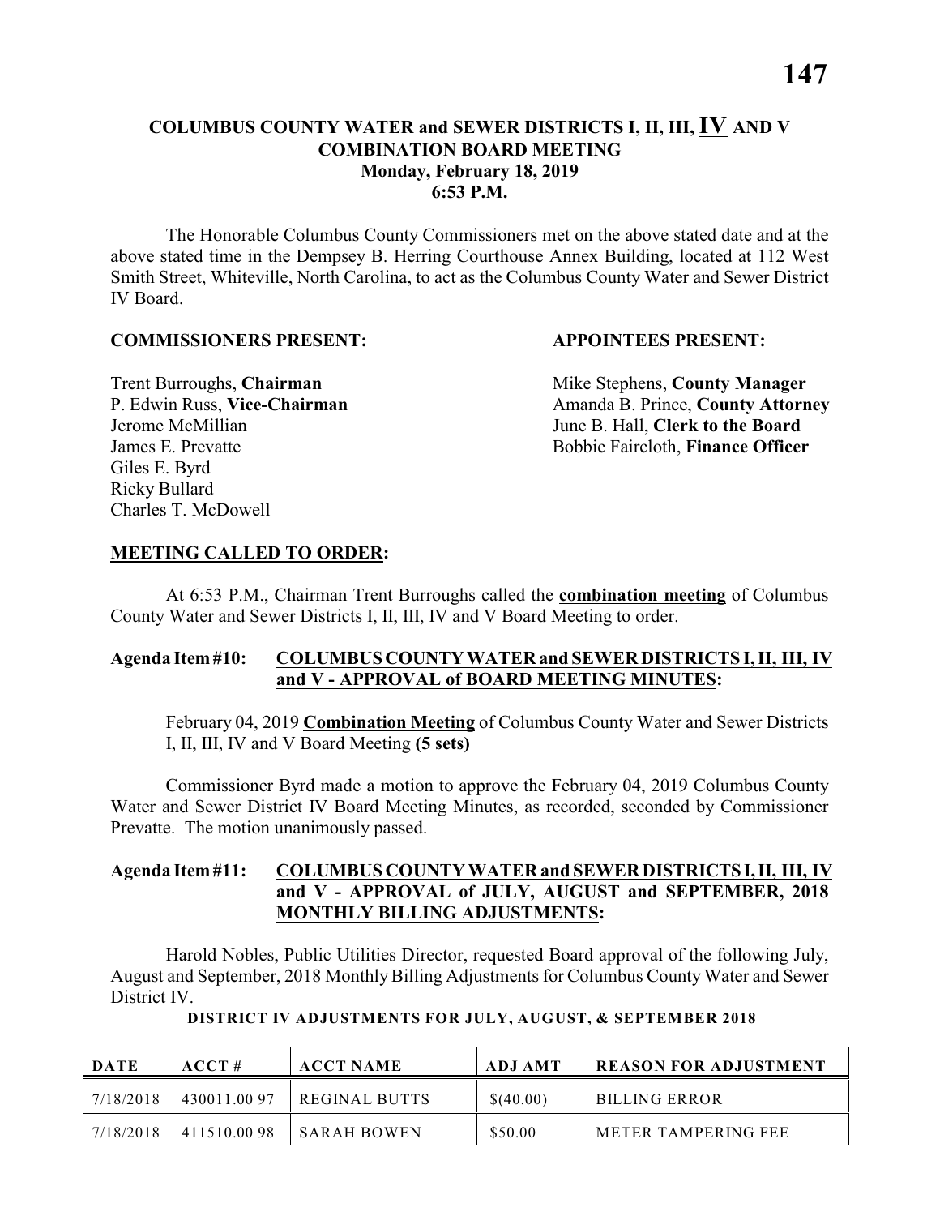**COLUMBUS COUNTY WATER and SEWER DISTRICTS I, II, III, IV AND V**
**COMBINATION BOARD MEETING**
**Monday, February 18, 2019**
**6:53 P.M.**

The Honorable Columbus County Commissioners met on the above stated date and at the above stated time in the Dempsey B. Herring Courthouse Annex Building, located at 112 West Smith Street, Whiteville, North Carolina, to act as the Columbus County Water and Sewer District IV Board.

**COMMISSIONERS PRESENT:**

Trent Burroughs, **Chairman**
P. Edwin Russ, **Vice-Chairman**
Jerome McMillian
James E. Prevatte
Giles E. Byrd
Ricky Bullard
Charles T. McDowell

**APPOINTEES PRESENT:**

Mike Stephens, **County Manager**
Amanda B. Prince, **County Attorney**
June B. Hall, **Clerk to the Board**
Bobbie Faircloth, **Finance Officer**

**MEETING CALLED TO ORDER:**

At 6:53 P.M., Chairman Trent Burroughs called the **combination meeting** of Columbus County Water and Sewer Districts I, II, III, IV and V Board Meeting to order.

**Agenda Item #10: COLUMBUS COUNTY WATER and SEWER DISTRICTS I, II, III, IV and V - APPROVAL of BOARD MEETING MINUTES:**

February 04, 2019 **Combination Meeting** of Columbus County Water and Sewer Districts I, II, III, IV and V Board Meeting **(5 sets)**

Commissioner Byrd made a motion to approve the February 04, 2019 Columbus County Water and Sewer District IV Board Meeting Minutes, as recorded, seconded by Commissioner Prevatte. The motion unanimously passed.

**Agenda Item #11: COLUMBUS COUNTY WATER and SEWER DISTRICTS I, II, III, IV and V - APPROVAL of JULY, AUGUST and SEPTEMBER, 2018 MONTHLY BILLING ADJUSTMENTS:**

Harold Nobles, Public Utilities Director, requested Board approval of the following July, August and September, 2018 Monthly Billing Adjustments for Columbus County Water and Sewer District IV.

**DISTRICT IV ADJUSTMENTS FOR JULY, AUGUST, & SEPTEMBER 2018**

| DATE | ACCT # | ACCT NAME | ADJ AMT | REASON FOR ADJUSTMENT |
|---|---|---|---|---|
| 7/18/2018 | 430011.00 97 | REGINAL BUTTS | $(40.00) | BILLING ERROR |
| 7/18/2018 | 411510.00 98 | SARAH BOWEN | $50.00 | METER TAMPERING FEE |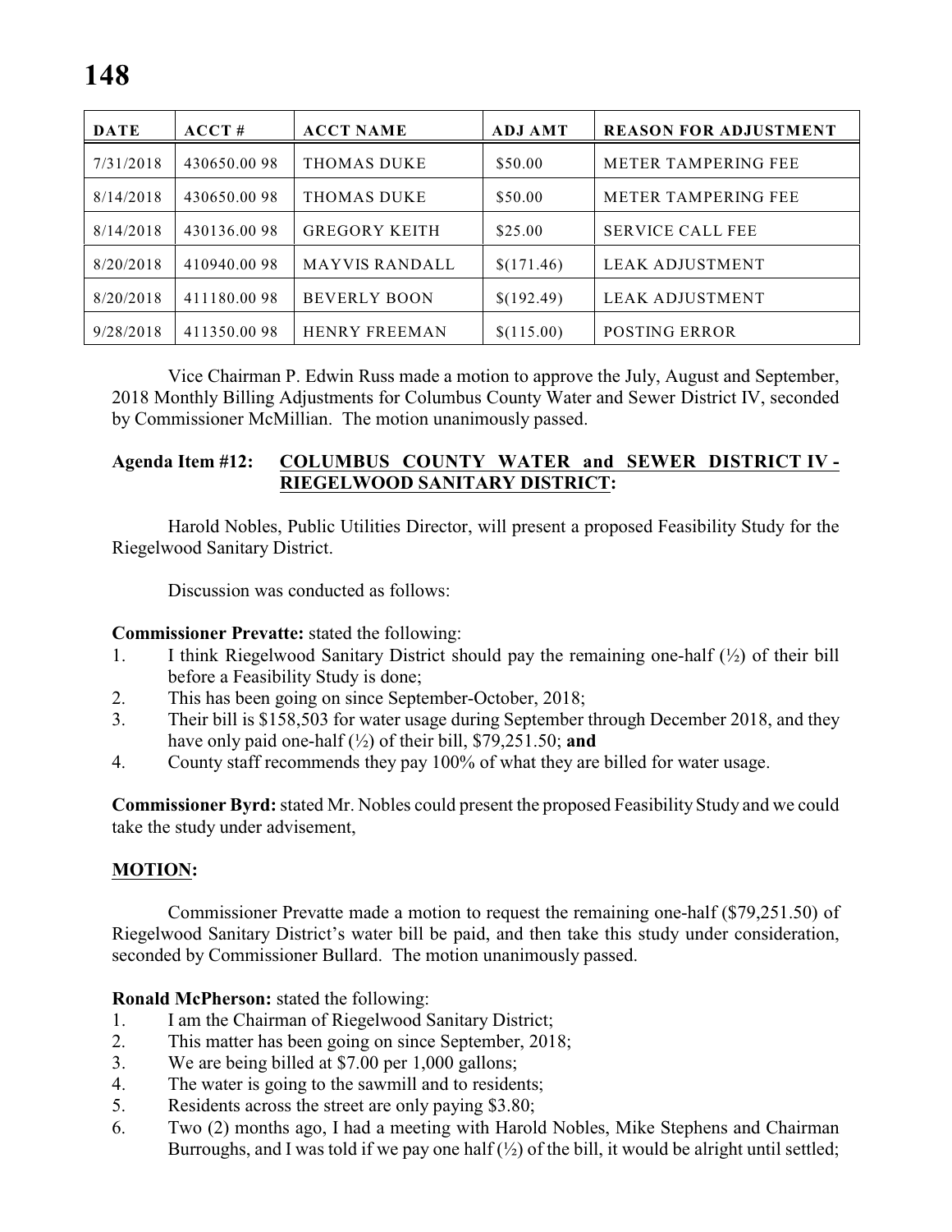| DATE | ACCT # | ACCT NAME | ADJ AMT | REASON FOR ADJUSTMENT |
|---|---|---|---|---|
| 7/31/2018 | 430650.00 98 | THOMAS DUKE | $50.00 | METER TAMPERING FEE |
| 8/14/2018 | 430650.00 98 | THOMAS DUKE | $50.00 | METER TAMPERING FEE |
| 8/14/2018 | 430136.00 98 | GREGORY KEITH | $25.00 | SERVICE CALL FEE |
| 8/20/2018 | 410940.00 98 | MAYVIS RANDALL | $(171.46) | LEAK ADJUSTMENT |
| 8/20/2018 | 411180.00 98 | BEVERLY BOON | $(192.49) | LEAK ADJUSTMENT |
| 9/28/2018 | 411350.00 98 | HENRY FREEMAN | $(115.00) | POSTING ERROR |

Vice Chairman P. Edwin Russ made a motion to approve the July, August and September, 2018 Monthly Billing Adjustments for Columbus County Water and Sewer District IV, seconded by Commissioner McMillian. The motion unanimously passed.

**Agenda Item #12: COLUMBUS COUNTY WATER and SEWER DISTRICT IV - RIEGELWOOD SANITARY DISTRICT:**

Harold Nobles, Public Utilities Director, will present a proposed Feasibility Study for the Riegelwood Sanitary District.

Discussion was conducted as follows:

**Commissioner Prevatte:** stated the following:

1. I think Riegelwood Sanitary District should pay the remaining one-half (½) of their bill before a Feasibility Study is done;
2. This has been going on since September-October, 2018;
3. Their bill is $158,503 for water usage during September through December 2018, and they have only paid one-half (½) of their bill, $79,251.50; **and**
4. County staff recommends they pay 100% of what they are billed for water usage.

**Commissioner Byrd:** stated Mr. Nobles could present the proposed Feasibility Study and we could take the study under advisement,

**MOTION:**

Commissioner Prevatte made a motion to request the remaining one-half ($79,251.50) of Riegelwood Sanitary District's water bill be paid, and then take this study under consideration, seconded by Commissioner Bullard. The motion unanimously passed.

**Ronald McPherson:** stated the following:

1. I am the Chairman of Riegelwood Sanitary District;
2. This matter has been going on since September, 2018;
3. We are being billed at $7.00 per 1,000 gallons;
4. The water is going to the sawmill and to residents;
5. Residents across the street are only paying $3.80;
6. Two (2) months ago, I had a meeting with Harold Nobles, Mike Stephens and Chairman Burroughs, and I was told if we pay one half (½) of the bill, it would be alright until settled;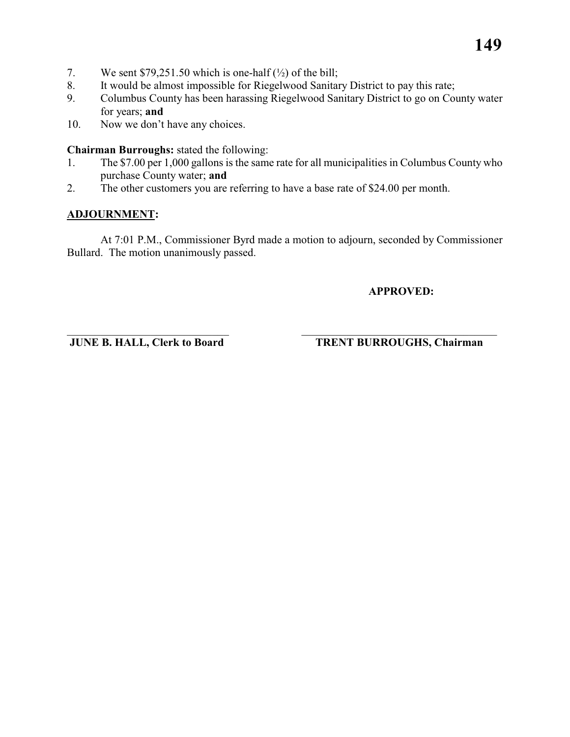7. We sent $79,251.50 which is one-half (½) of the bill;
8. It would be almost impossible for Riegelwood Sanitary District to pay this rate;
9. Columbus County has been harassing Riegelwood Sanitary District to go on County water for years; **and**
10. Now we don't have any choices.

**Chairman Burroughs:** stated the following:

1. The $7.00 per 1,000 gallons is the same rate for all municipalities in Columbus County who purchase County water; **and**
2. The other customers you are referring to have a base rate of $24.00 per month.

**ADJOURNMENT:**

At 7:01 P.M., Commissioner Byrd made a motion to adjourn, seconded by Commissioner Bullard. The motion unanimously passed.

**APPROVED:**

______________________________ ______________________________

**JUNE B. HALL, Clerk to Board** **TRENT BURROUGHS, Chairman**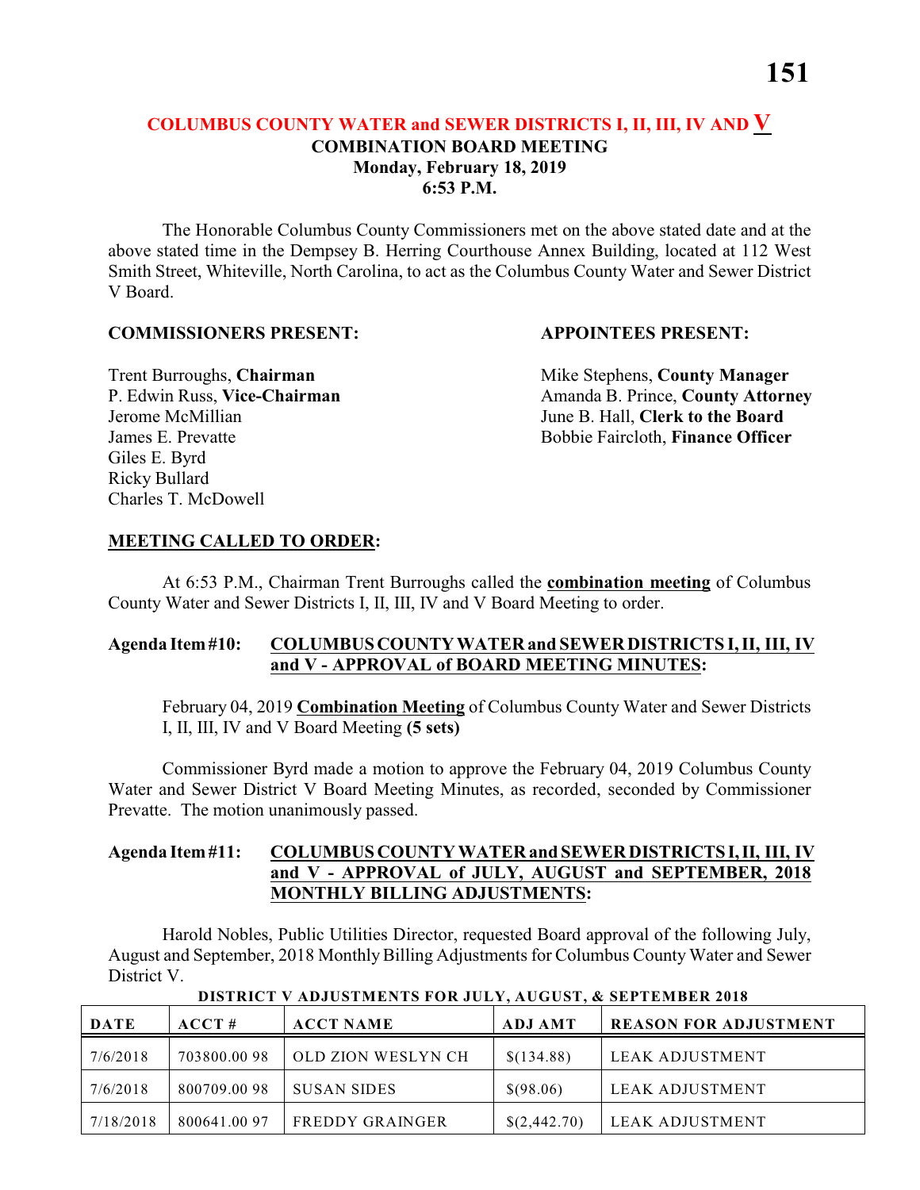## COLUMBUS COUNTY WATER and SEWER DISTRICTS I, II, III, IV AND V
### COMBINATION BOARD MEETING
**Monday, February 18, 2019**
**6:53 P.M.**

The Honorable Columbus County Commissioners met on the above stated date and at the above stated time in the Dempsey B. Herring Courthouse Annex Building, located at 112 West Smith Street, Whiteville, North Carolina, to act as the Columbus County Water and Sewer District V Board.

**COMMISSIONERS PRESENT:**

Trent Burroughs, **Chairman**
P. Edwin Russ, **Vice-Chairman**
Jerome McMillian
James E. Prevatte
Giles E. Byrd
Ricky Bullard
Charles T. McDowell

**APPOINTEES PRESENT:**

Mike Stephens, **County Manager**
Amanda B. Prince, **County Attorney**
June B. Hall, **Clerk to the Board**
Bobbie Faircloth, **Finance Officer**

**MEETING CALLED TO ORDER:**

At 6:53 P.M., Chairman Trent Burroughs called the **combination meeting** of Columbus County Water and Sewer Districts I, II, III, IV and V Board Meeting to order.

**Agenda Item #10: COLUMBUS COUNTY WATER and SEWER DISTRICTS I, II, III, IV and V - APPROVAL of BOARD MEETING MINUTES:**

February 04, 2019 **Combination Meeting** of Columbus County Water and Sewer Districts I, II, III, IV and V Board Meeting **(5 sets)**

Commissioner Byrd made a motion to approve the February 04, 2019 Columbus County Water and Sewer District V Board Meeting Minutes, as recorded, seconded by Commissioner Prevatte. The motion unanimously passed.

**Agenda Item #11: COLUMBUS COUNTY WATER and SEWER DISTRICTS I, II, III, IV and V - APPROVAL of JULY, AUGUST and SEPTEMBER, 2018 MONTHLY BILLING ADJUSTMENTS:**

Harold Nobles, Public Utilities Director, requested Board approval of the following July, August and September, 2018 Monthly Billing Adjustments for Columbus County Water and Sewer District V.

**DISTRICT V ADJUSTMENTS FOR JULY, AUGUST, & SEPTEMBER 2018**

| DATE | ACCT # | ACCT NAME | ADJ AMT | REASON FOR ADJUSTMENT |
|---|---|---|---|---|
| 7/6/2018 | 703800.00 98 | OLD ZION WESLYN CH | $(134.88) | LEAK ADJUSTMENT |
| 7/6/2018 | 800709.00 98 | SUSAN SIDES | $(98.06) | LEAK ADJUSTMENT |
| 7/18/2018 | 800641.00 97 | FREDDY GRAINGER | $(2,442.70) | LEAK ADJUSTMENT |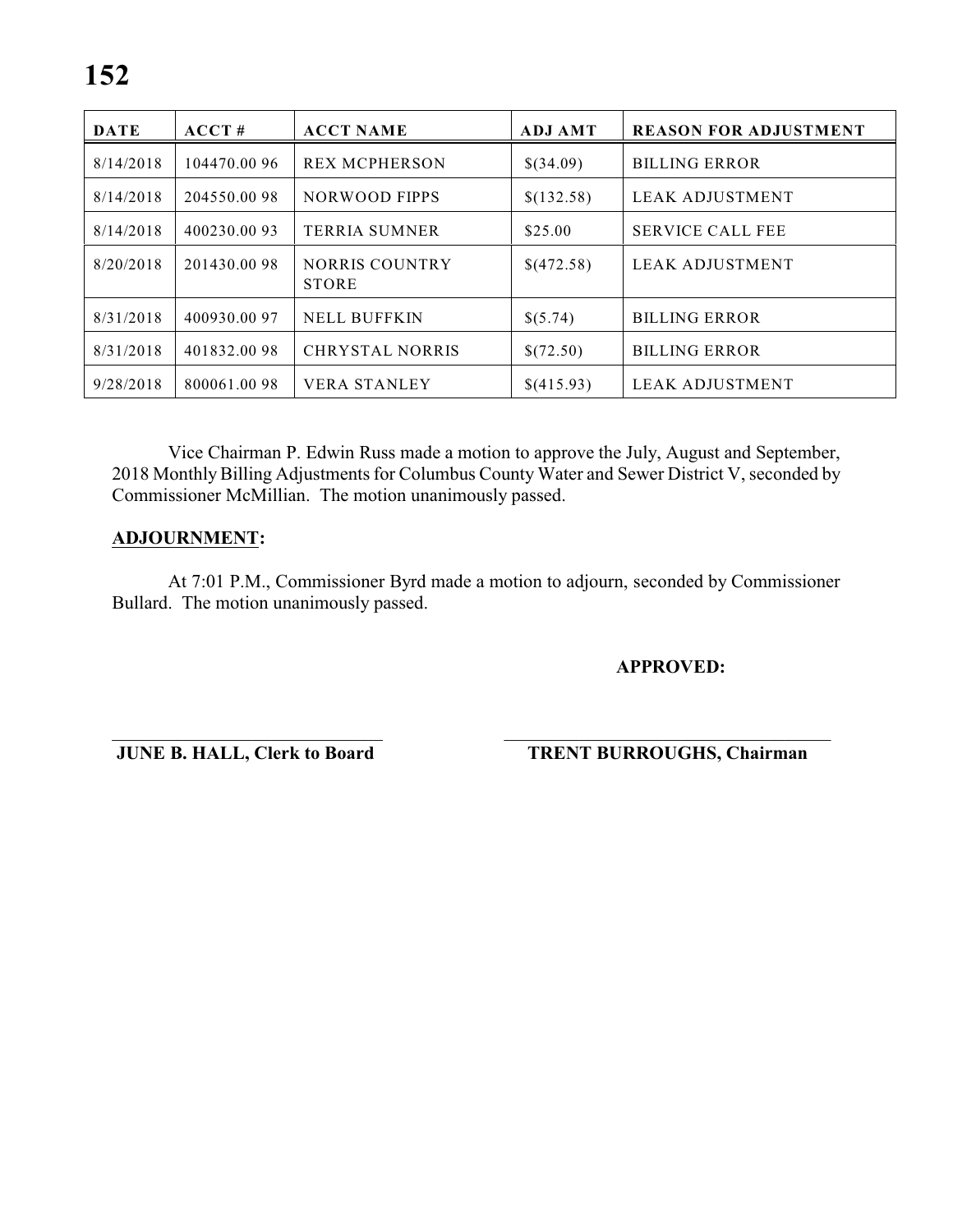| DATE | ACCT # | ACCT NAME | ADJ AMT | REASON FOR ADJUSTMENT |
|---|---|---|---|---|
| 8/14/2018 | 104470.00 96 | REX MCPHERSON | $(34.09) | BILLING ERROR |
| 8/14/2018 | 204550.00 98 | NORWOOD FIPPS | $(132.58) | LEAK ADJUSTMENT |
| 8/14/2018 | 400230.00 93 | TERRIA SUMNER | $25.00 | SERVICE CALL FEE |
| 8/20/2018 | 201430.00 98 | NORRIS COUNTRY STORE | $(472.58) | LEAK ADJUSTMENT |
| 8/31/2018 | 400930.00 97 | NELL BUFFKIN | $(5.74) | BILLING ERROR |
| 8/31/2018 | 401832.00 98 | CHRYSTAL NORRIS | $(72.50) | BILLING ERROR |
| 9/28/2018 | 800061.00 98 | VERA STANLEY | $(415.93) | LEAK ADJUSTMENT |

Vice Chairman P. Edwin Russ made a motion to approve the July, August and September, 2018 Monthly Billing Adjustments for Columbus County Water and Sewer District V, seconded by Commissioner McMillian. The motion unanimously passed.

**ADJOURNMENT:**

At 7:01 P.M., Commissioner Byrd made a motion to adjourn, seconded by Commissioner Bullard. The motion unanimously passed.

**APPROVED:**

**JUNE B. HALL, Clerk to Board**

**TRENT BURROUGHS, Chairman**